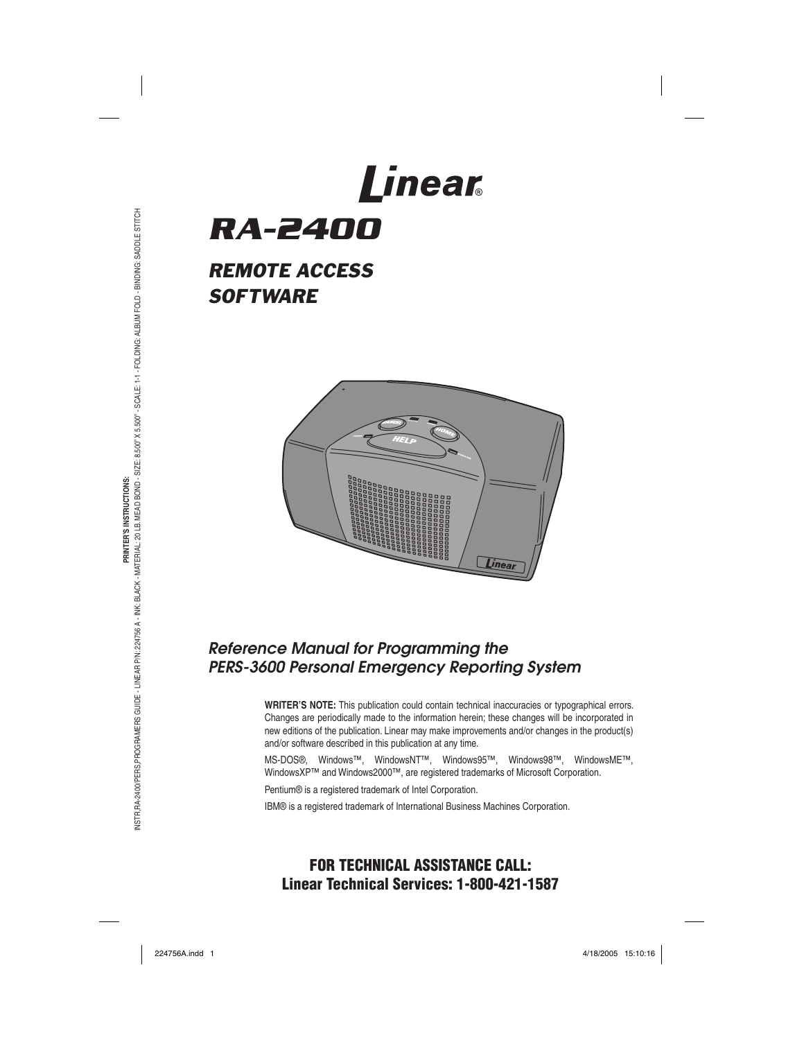# Linear®

# RA-2400

## REMOTE ACCESS SOFTWARE

*Reference Manual for Programming the PERS-3600 Personal Emergency Reporting System*

**WRITER'S NOTE:** This publication could contain technical inaccuracies or typographical errors. Changes are periodically made to the information herein; these changes will be incorporated in new editions of the publication. Linear may make improvements and/or changes in the product(s) and/or software described in this publication at any time.

MS-DOS®, Windows™, WindowsNT™, Windows95™, Windows98™, WindowsME™, WindowsXP™ and Windows2000™, are registered trademarks of Microsoft Corporation.

Pentium® is a registered trademark of Intel Corporation.

IBM® is a registered trademark of International Business Machines Corporation.

**FOR TECHNICAL ASSISTANCE CALL:**
**Linear Technical Services: 1-800-421-1587**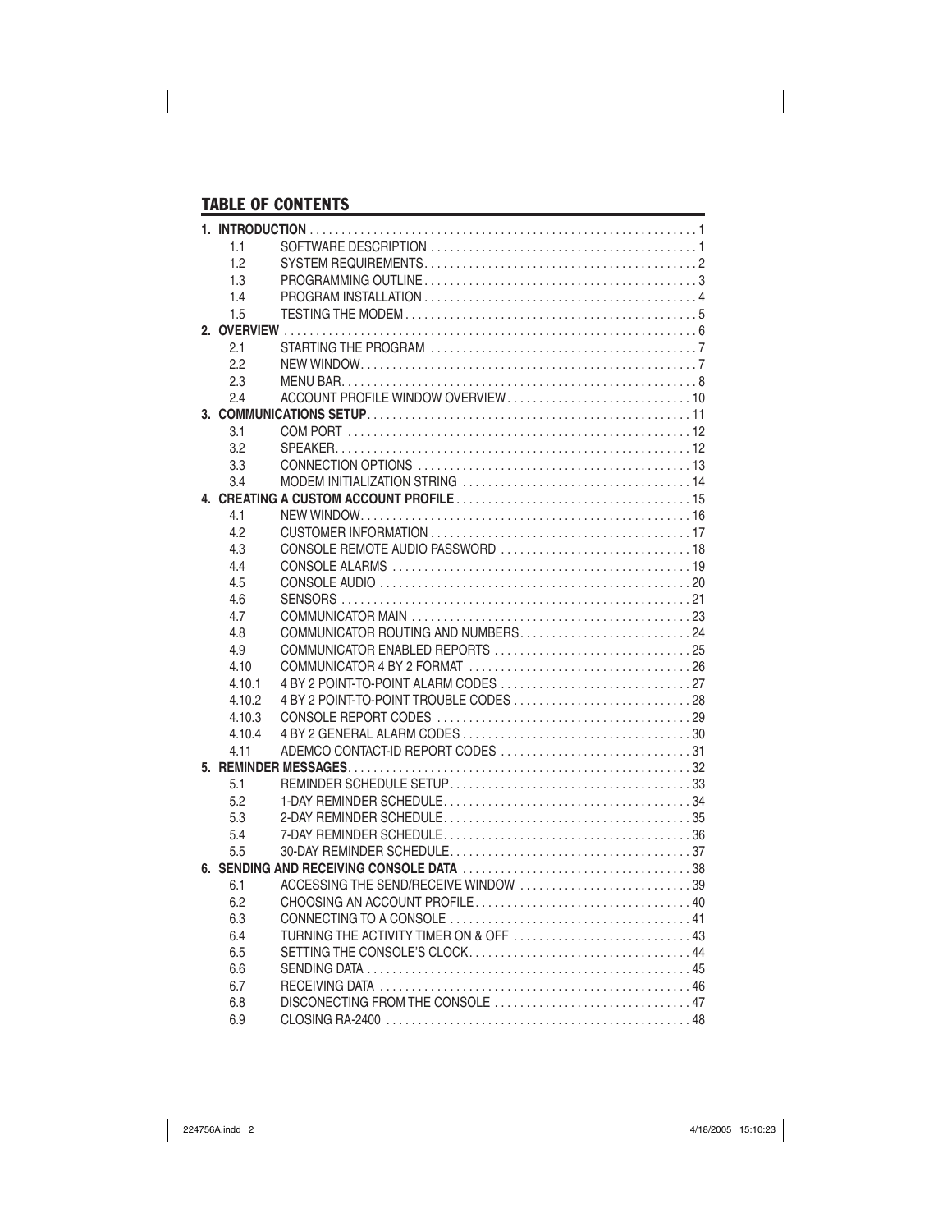## TABLE OF CONTENTS

| | | |
|---|---|---|
| **1. INTRODUCTION** | | 1 |
| 1.1 | SOFTWARE DESCRIPTION | 1 |
| 1.2 | SYSTEM REQUIREMENTS | 2 |
| 1.3 | PROGRAMMING OUTLINE | 3 |
| 1.4 | PROGRAM INSTALLATION | 4 |
| 1.5 | TESTING THE MODEM | 5 |
| **2. OVERVIEW** | | 6 |
| 2.1 | STARTING THE PROGRAM | 7 |
| 2.2 | NEW WINDOW | 7 |
| 2.3 | MENU BAR | 8 |
| 2.4 | ACCOUNT PROFILE WINDOW OVERVIEW | 10 |
| **3. COMMUNICATIONS SETUP** | | 11 |
| 3.1 | COM PORT | 12 |
| 3.2 | SPEAKER | 12 |
| 3.3 | CONNECTION OPTIONS | 13 |
| 3.4 | MODEM INITIALIZATION STRING | 14 |
| **4. CREATING A CUSTOM ACCOUNT PROFILE** | | 15 |
| 4.1 | NEW WINDOW | 16 |
| 4.2 | CUSTOMER INFORMATION | 17 |
| 4.3 | CONSOLE REMOTE AUDIO PASSWORD | 18 |
| 4.4 | CONSOLE ALARMS | 19 |
| 4.5 | CONSOLE AUDIO | 20 |
| 4.6 | SENSORS | 21 |
| 4.7 | COMMUNICATOR MAIN | 23 |
| 4.8 | COMMUNICATOR ROUTING AND NUMBERS | 24 |
| 4.9 | COMMUNICATOR ENABLED REPORTS | 25 |
| 4.10 | COMMUNICATOR 4 BY 2 FORMAT | 26 |
| 4.10.1 | 4 BY 2 POINT-TO-POINT ALARM CODES | 27 |
| 4.10.2 | 4 BY 2 POINT-TO-POINT TROUBLE CODES | 28 |
| 4.10.3 | CONSOLE REPORT CODES | 29 |
| 4.10.4 | 4 BY 2 GENERAL ALARM CODES | 30 |
| 4.11 | ADEMCO CONTACT-ID REPORT CODES | 31 |
| **5. REMINDER MESSAGES** | | 32 |
| 5.1 | REMINDER SCHEDULE SETUP | 33 |
| 5.2 | 1-DAY REMINDER SCHEDULE | 34 |
| 5.3 | 2-DAY REMINDER SCHEDULE | 35 |
| 5.4 | 7-DAY REMINDER SCHEDULE | 36 |
| 5.5 | 30-DAY REMINDER SCHEDULE | 37 |
| **6. SENDING AND RECEIVING CONSOLE DATA** | | 38 |
| 6.1 | ACCESSING THE SEND/RECEIVE WINDOW | 39 |
| 6.2 | CHOOSING AN ACCOUNT PROFILE | 40 |
| 6.3 | CONNECTING TO A CONSOLE | 41 |
| 6.4 | TURNING THE ACTIVITY TIMER ON & OFF | 43 |
| 6.5 | SETTING THE CONSOLE'S CLOCK | 44 |
| 6.6 | SENDING DATA | 45 |
| 6.7 | RECEIVING DATA | 46 |
| 6.8 | DISCONECTING FROM THE CONSOLE | 47 |
| 6.9 | CLOSING RA-2400 | 48 |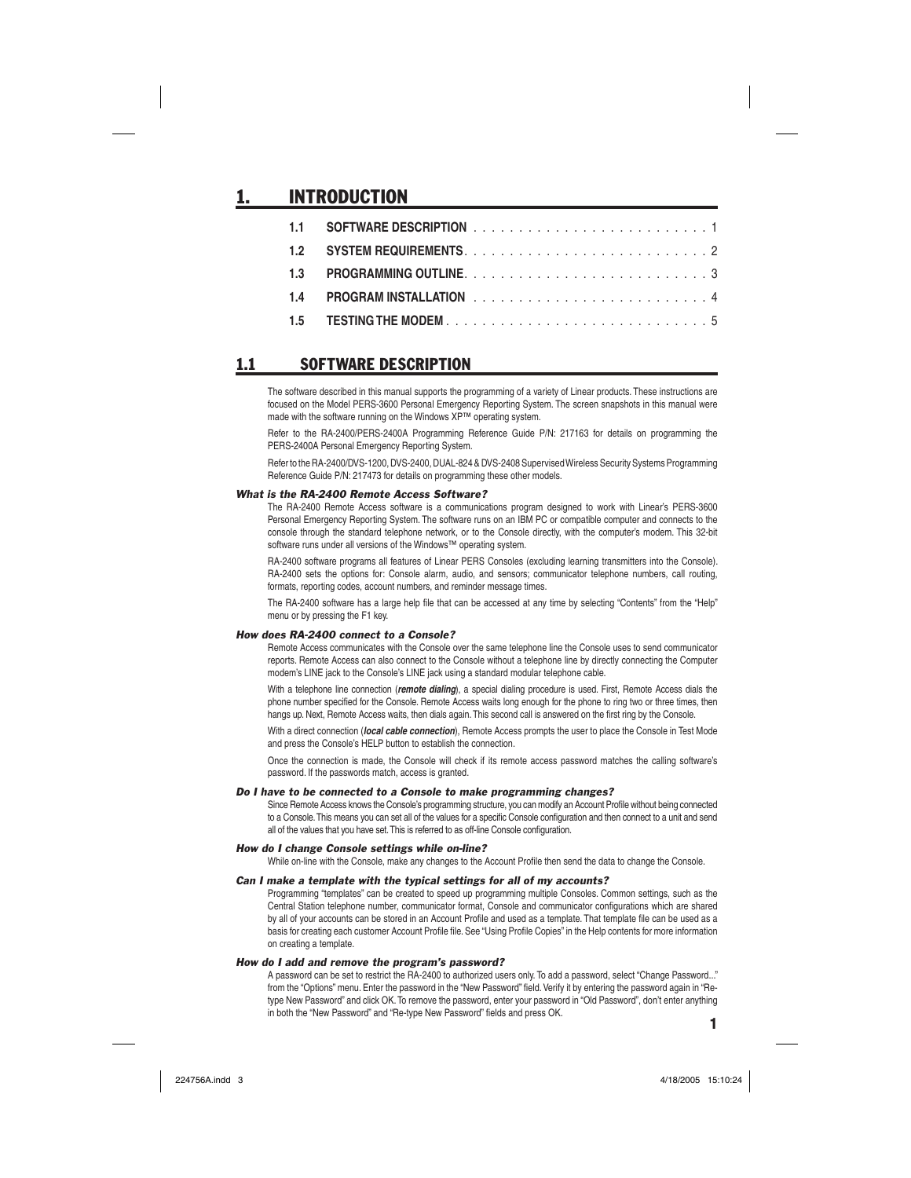# 1. INTRODUCTION

| | | |
|---|---|---|
| 1.1 | SOFTWARE DESCRIPTION | 1 |
| 1.2 | SYSTEM REQUIREMENTS | 2 |
| 1.3 | PROGRAMMING OUTLINE | 3 |
| 1.4 | PROGRAM INSTALLATION | 4 |
| 1.5 | TESTING THE MODEM | 5 |

## 1.1 SOFTWARE DESCRIPTION

The software described in this manual supports the programming of a variety of Linear products. These instructions are focused on the Model PERS-3600 Personal Emergency Reporting System. The screen snapshots in this manual were made with the software running on the Windows XP™ operating system.

Refer to the RA-2400/PERS-2400A Programming Reference Guide P/N: 217163 for details on programming the PERS-2400A Personal Emergency Reporting System.

Refer to the RA-2400/DVS-1200, DVS-2400, DUAL-824 & DVS-2408 Supervised Wireless Security Systems Programming Reference Guide P/N: 217473 for details on programming these other models.

### *What is the RA-2400 Remote Access Software?*

The RA-2400 Remote Access software is a communications program designed to work with Linear's PERS-3600 Personal Emergency Reporting System. The software runs on an IBM PC or compatible computer and connects to the console through the standard telephone network, or to the Console directly, with the computer's modem. This 32-bit software runs under all versions of the Windows™ operating system.

RA-2400 software programs all features of Linear PERS Consoles (excluding learning transmitters into the Console). RA-2400 sets the options for: Console alarm, audio, and sensors; communicator telephone numbers, call routing, formats, reporting codes, account numbers, and reminder message times.

The RA-2400 software has a large help file that can be accessed at any time by selecting "Contents" from the "Help" menu or by pressing the F1 key.

### *How does RA-2400 connect to a Console?*

Remote Access communicates with the Console over the same telephone line the Console uses to send communicator reports. Remote Access can also connect to the Console without a telephone line by directly connecting the Computer modem's LINE jack to the Console's LINE jack using a standard modular telephone cable.

With a telephone line connection (***remote dialing***), a special dialing procedure is used. First, Remote Access dials the phone number specified for the Console. Remote Access waits long enough for the phone to ring two or three times, then hangs up. Next, Remote Access waits, then dials again. This second call is answered on the first ring by the Console.

With a direct connection (***local cable connection***), Remote Access prompts the user to place the Console in Test Mode and press the Console's HELP button to establish the connection.

Once the connection is made, the Console will check if its remote access password matches the calling software's password. If the passwords match, access is granted.

### *Do I have to be connected to a Console to make programming changes?*

Since Remote Access knows the Console's programming structure, you can modify an Account Profile without being connected to a Console. This means you can set all of the values for a specific Console configuration and then connect to a unit and send all of the values that you have set. This is referred to as off-line Console configuration.

### *How do I change Console settings while on-line?*

While on-line with the Console, make any changes to the Account Profile then send the data to change the Console.

### *Can I make a template with the typical settings for all of my accounts?*

Programming "templates" can be created to speed up programming multiple Consoles. Common settings, such as the Central Station telephone number, communicator format, Console and communicator configurations which are shared by all of your accounts can be stored in an Account Profile and used as a template. That template file can be used as a basis for creating each customer Account Profile file. See "Using Profile Copies" in the Help contents for more information on creating a template.

### *How do I add and remove the program's password?*

A password can be set to restrict the RA-2400 to authorized users only. To add a password, select "Change Password..." from the "Options" menu. Enter the password in the "New Password" field. Verify it by entering the password again in "Re-type New Password" and click OK. To remove the password, enter your password in "Old Password", don't enter anything in both the "New Password" and "Re-type New Password" fields and press OK.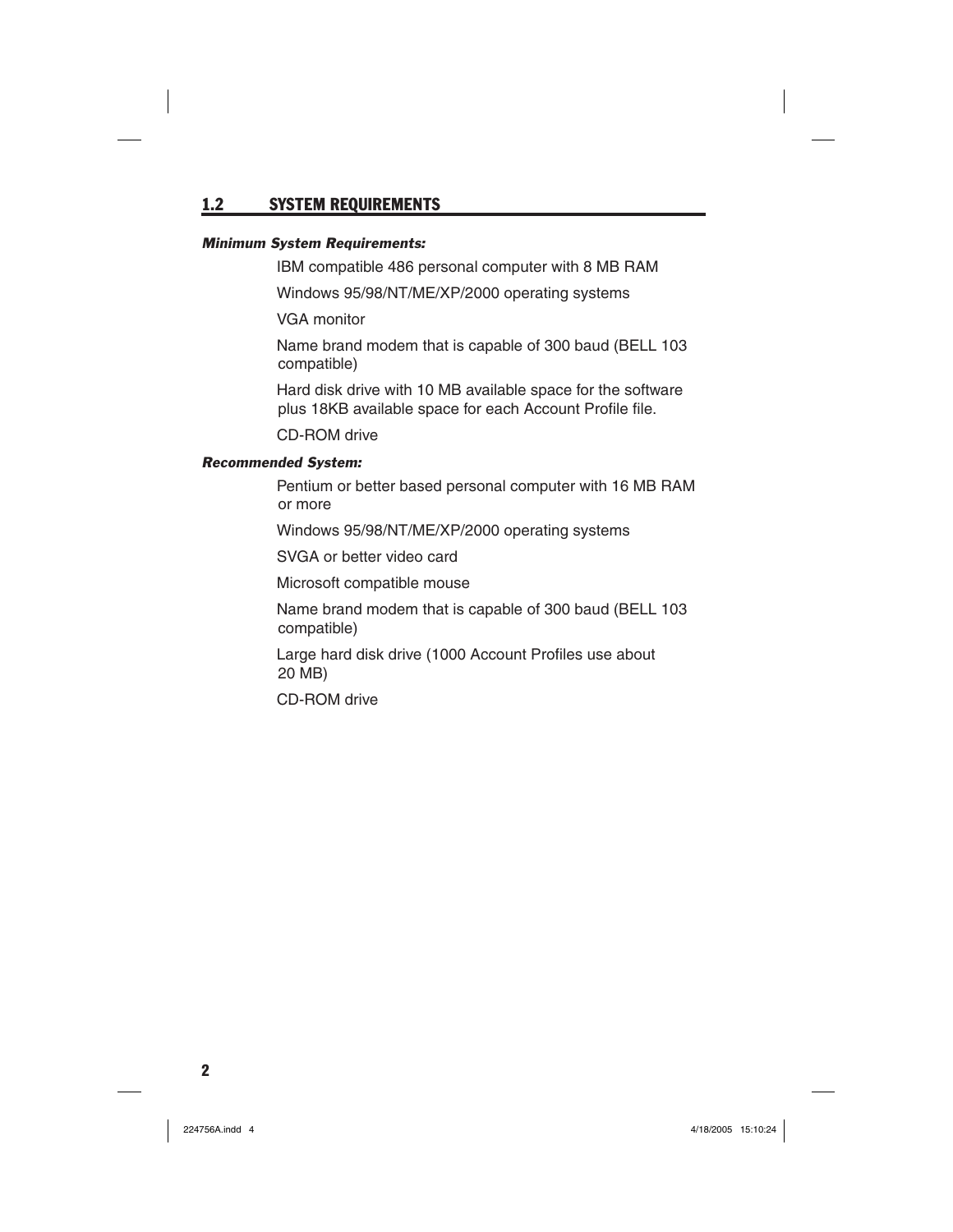## 1.2 SYSTEM REQUIREMENTS

***Minimum System Requirements:***

IBM compatible 486 personal computer with 8 MB RAM

Windows 95/98/NT/ME/XP/2000 operating systems

VGA monitor

Name brand modem that is capable of 300 baud (BELL 103 compatible)

Hard disk drive with 10 MB available space for the software plus 18KB available space for each Account Profile file.

CD-ROM drive

***Recommended System:***

Pentium or better based personal computer with 16 MB RAM or more

Windows 95/98/NT/ME/XP/2000 operating systems

SVGA or better video card

Microsoft compatible mouse

Name brand modem that is capable of 300 baud (BELL 103 compatible)

Large hard disk drive (1000 Account Profiles use about 20 MB)

CD-ROM drive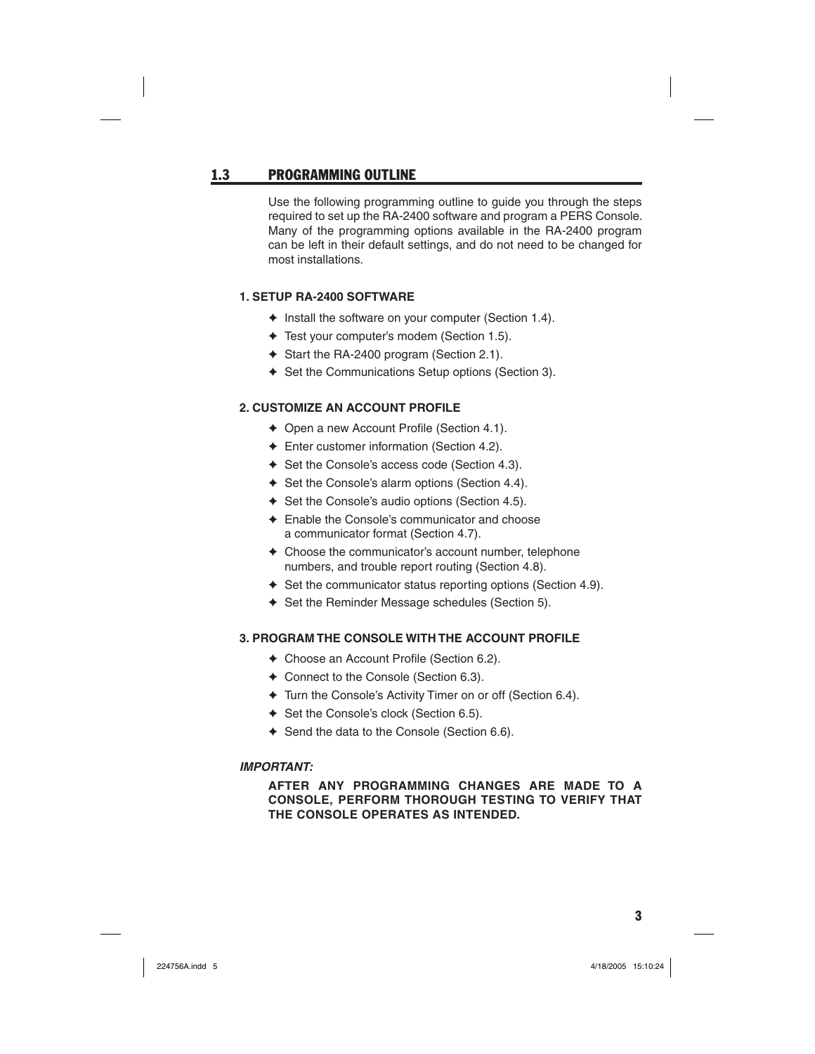## 1.3 PROGRAMMING OUTLINE

Use the following programming outline to guide you through the steps required to set up the RA-2400 software and program a PERS Console. Many of the programming options available in the RA-2400 program can be left in their default settings, and do not need to be changed for most installations.

**1. SETUP RA-2400 SOFTWARE**

- Install the software on your computer (Section 1.4).
- Test your computer's modem (Section 1.5).
- Start the RA-2400 program (Section 2.1).
- Set the Communications Setup options (Section 3).

**2. CUSTOMIZE AN ACCOUNT PROFILE**

- Open a new Account Profile (Section 4.1).
- Enter customer information (Section 4.2).
- Set the Console's access code (Section 4.3).
- Set the Console's alarm options (Section 4.4).
- Set the Console's audio options (Section 4.5).
- Enable the Console's communicator and choose a communicator format (Section 4.7).
- Choose the communicator's account number, telephone numbers, and trouble report routing (Section 4.8).
- Set the communicator status reporting options (Section 4.9).
- Set the Reminder Message schedules (Section 5).

**3. PROGRAM THE CONSOLE WITH THE ACCOUNT PROFILE**

- Choose an Account Profile (Section 6.2).
- Connect to the Console (Section 6.3).
- Turn the Console's Activity Timer on or off (Section 6.4).
- Set the Console's clock (Section 6.5).
- Send the data to the Console (Section 6.6).

***IMPORTANT:***

**AFTER ANY PROGRAMMING CHANGES ARE MADE TO A CONSOLE, PERFORM THOROUGH TESTING TO VERIFY THAT THE CONSOLE OPERATES AS INTENDED.**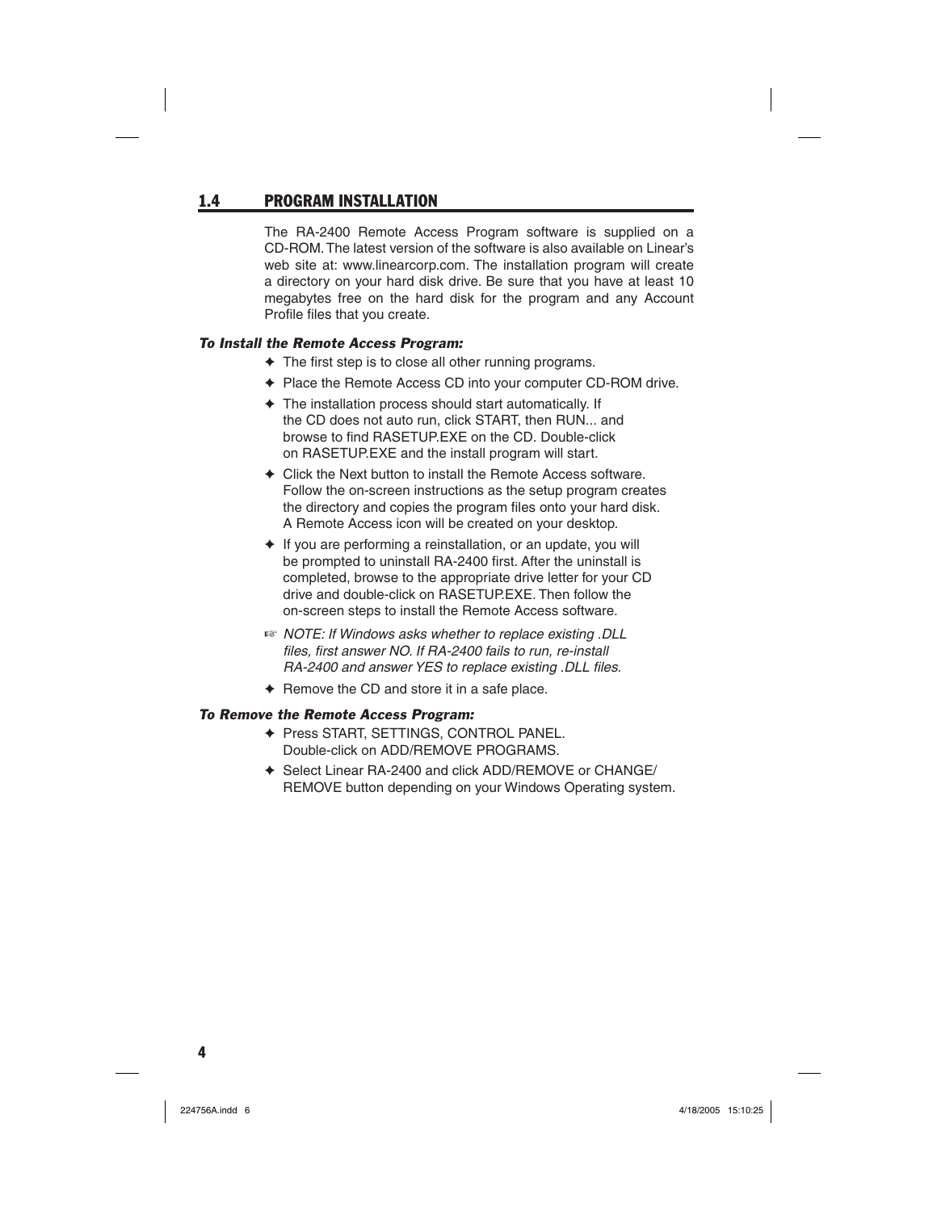## 1.4 PROGRAM INSTALLATION

The RA-2400 Remote Access Program software is supplied on a CD-ROM. The latest version of the software is also available on Linear's web site at: www.linearcorp.com. The installation program will create a directory on your hard disk drive. Be sure that you have at least 10 megabytes free on the hard disk for the program and any Account Profile files that you create.

***To Install the Remote Access Program:***

- ✦ The first step is to close all other running programs.
- ✦ Place the Remote Access CD into your computer CD-ROM drive.
- ✦ The installation process should start automatically. If the CD does not auto run, click START, then RUN... and browse to find RASETUP.EXE on the CD. Double-click on RASETUP.EXE and the install program will start.
- ✦ Click the Next button to install the Remote Access software. Follow the on-screen instructions as the setup program creates the directory and copies the program files onto your hard disk. A Remote Access icon will be created on your desktop.
- ✦ If you are performing a reinstallation, or an update, you will be prompted to uninstall RA-2400 first. After the uninstall is completed, browse to the appropriate drive letter for your CD drive and double-click on RASETUP.EXE. Then follow the on-screen steps to install the Remote Access software.
- ☞ *NOTE: If Windows asks whether to replace existing .DLL files, first answer NO. If RA-2400 fails to run, re-install RA-2400 and answer YES to replace existing .DLL files.*
- ✦ Remove the CD and store it in a safe place.

***To Remove the Remote Access Program:***

- ✦ Press START, SETTINGS, CONTROL PANEL. Double-click on ADD/REMOVE PROGRAMS.
- ✦ Select Linear RA-2400 and click ADD/REMOVE or CHANGE/REMOVE button depending on your Windows Operating system.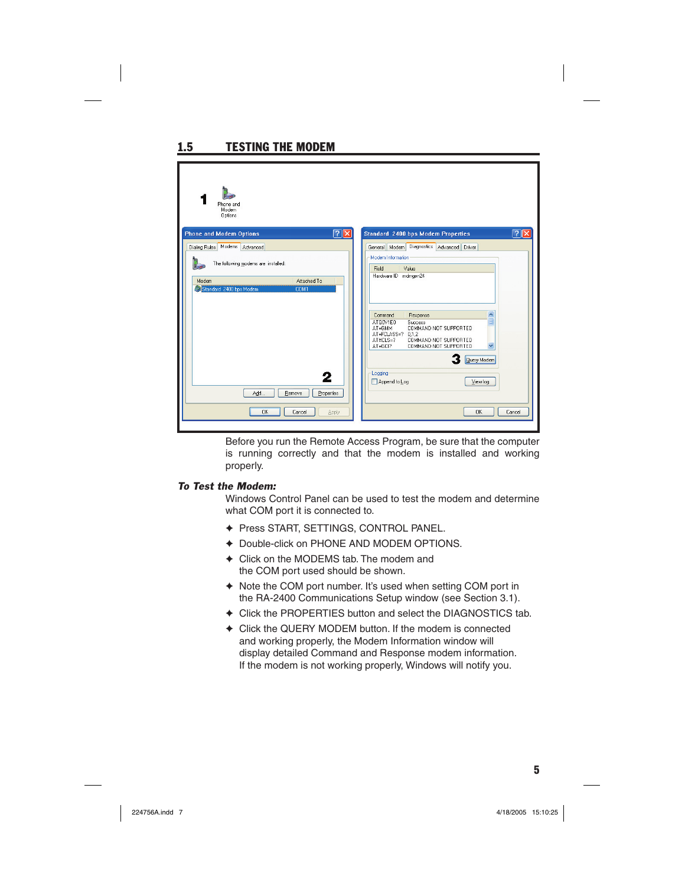## 1.5 TESTING THE MODEM

Before you run the Remote Access Program, be sure that the computer is running correctly and that the modem is installed and working properly.

***To Test the Modem:***

Windows Control Panel can be used to test the modem and determine what COM port it is connected to.

- Press START, SETTINGS, CONTROL PANEL.
- Double-click on PHONE AND MODEM OPTIONS.
- Click on the MODEMS tab. The modem and the COM port used should be shown.
- Note the COM port number. It's used when setting COM port in the RA-2400 Communications Setup window (see Section 3.1).
- Click the PROPERTIES button and select the DIAGNOSTICS tab.
- Click the QUERY MODEM button. If the modem is connected and working properly, the Modem Information window will display detailed Command and Response modem information. If the modem is not working properly, Windows will notify you.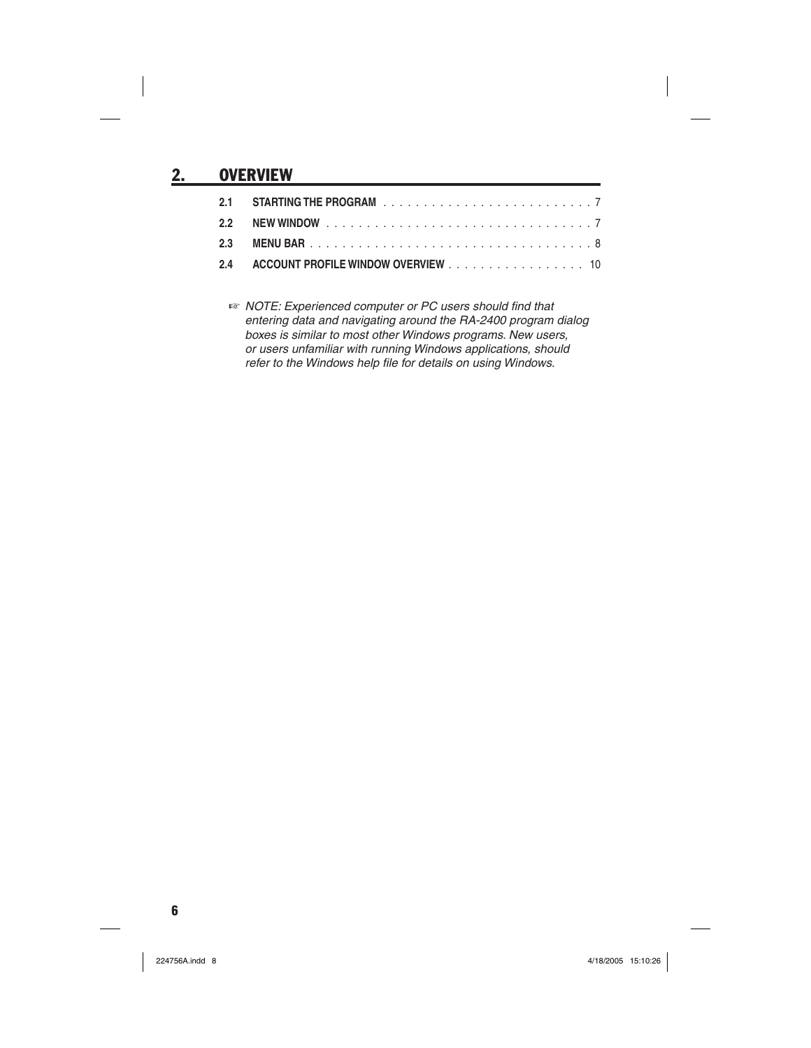# 2. OVERVIEW

| | | |
|---|---|---|
| **2.1** | **STARTING THE PROGRAM** | 7 |
| **2.2** | **NEW WINDOW** | 7 |
| **2.3** | **MENU BAR** | 8 |
| **2.4** | **ACCOUNT PROFILE WINDOW OVERVIEW** | 10 |

☞ *NOTE: Experienced computer or PC users should find that entering data and navigating around the RA-2400 program dialog boxes is similar to most other Windows programs. New users, or users unfamiliar with running Windows applications, should refer to the Windows help file for details on using Windows.*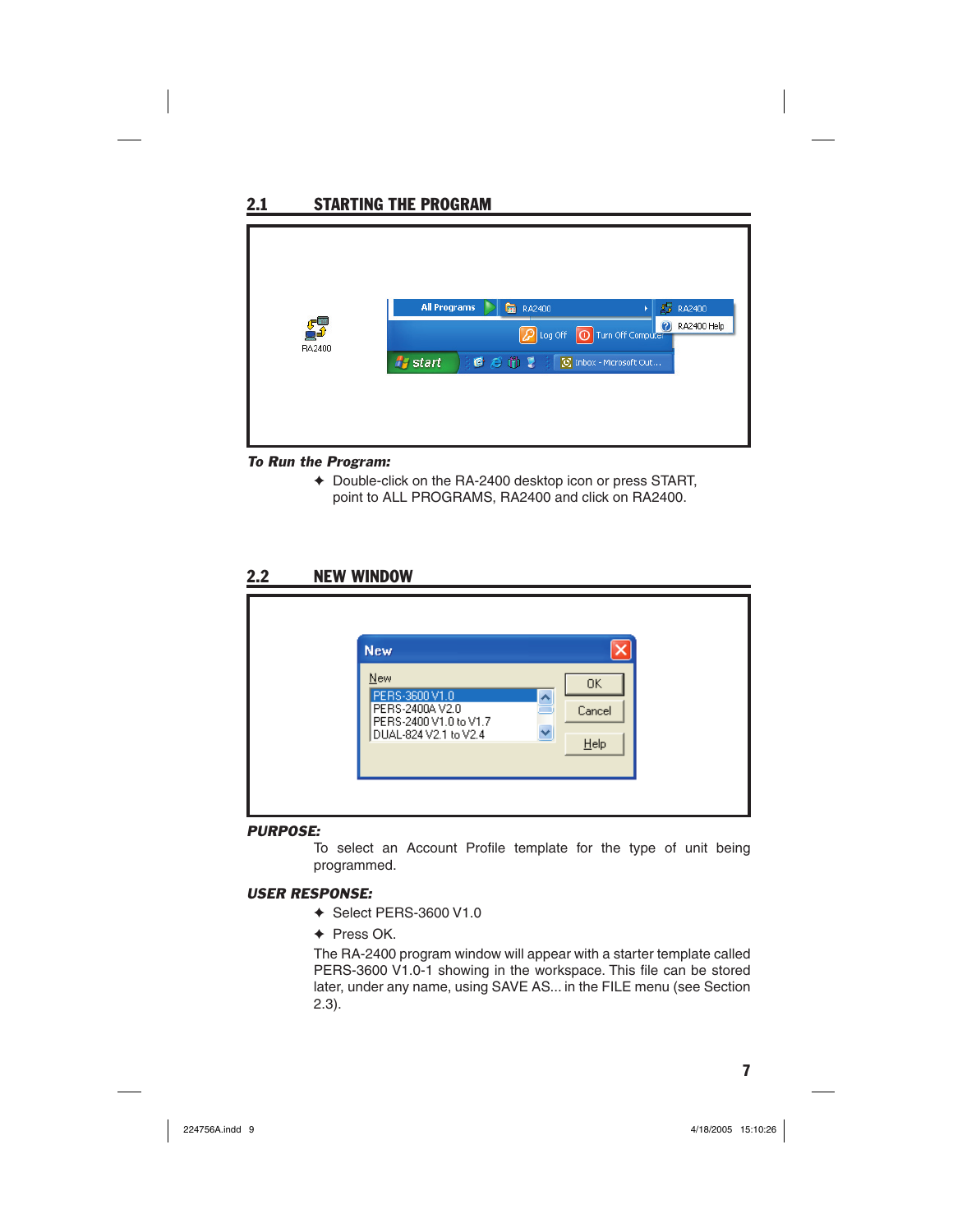## 2.1 STARTING THE PROGRAM

***To Run the Program:***

- ✦ Double-click on the RA-2400 desktop icon or press START, point to ALL PROGRAMS, RA2400 and click on RA2400.

## 2.2 NEW WINDOW

***PURPOSE:***

To select an Account Profile template for the type of unit being programmed.

***USER RESPONSE:***

- ✦ Select PERS-3600 V1.0
- ✦ Press OK.

The RA-2400 program window will appear with a starter template called PERS-3600 V1.0-1 showing in the workspace. This file can be stored later, under any name, using SAVE AS... in the FILE menu (see Section 2.3).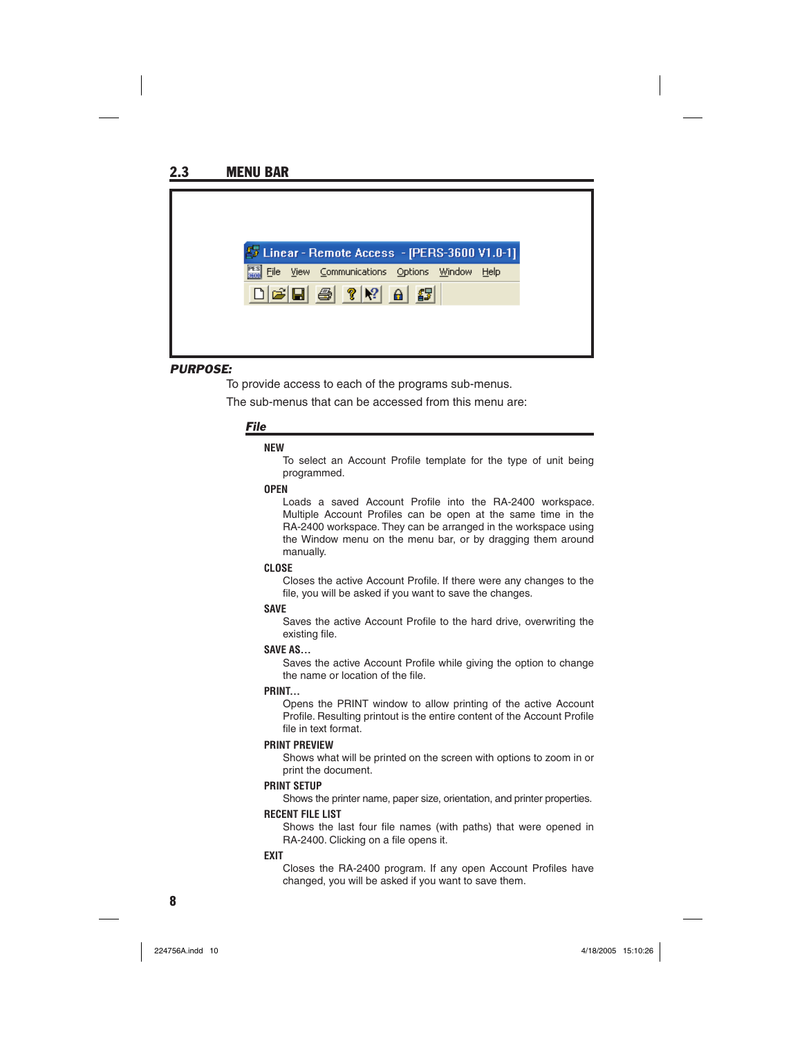## 2.3 MENU BAR

Linear - Remote Access - [PERS-3600 V1.0-1]

File View Communications Options Window Help

***PURPOSE:***

To provide access to each of the programs sub-menus.

The sub-menus that can be accessed from this menu are:

### *File*

**NEW**

To select an Account Profile template for the type of unit being programmed.

**OPEN**

Loads a saved Account Profile into the RA-2400 workspace. Multiple Account Profiles can be open at the same time in the RA-2400 workspace. They can be arranged in the workspace using the Window menu on the menu bar, or by dragging them around manually.

**CLOSE**

Closes the active Account Profile. If there were any changes to the file, you will be asked if you want to save the changes.

**SAVE**

Saves the active Account Profile to the hard drive, overwriting the existing file.

**SAVE AS...**

Saves the active Account Profile while giving the option to change the name or location of the file.

**PRINT...**

Opens the PRINT window to allow printing of the active Account Profile. Resulting printout is the entire content of the Account Profile file in text format.

**PRINT PREVIEW**

Shows what will be printed on the screen with options to zoom in or print the document.

**PRINT SETUP**

Shows the printer name, paper size, orientation, and printer properties.

**RECENT FILE LIST**

Shows the last four file names (with paths) that were opened in RA-2400. Clicking on a file opens it.

**EXIT**

Closes the RA-2400 program. If any open Account Profiles have changed, you will be asked if you want to save them.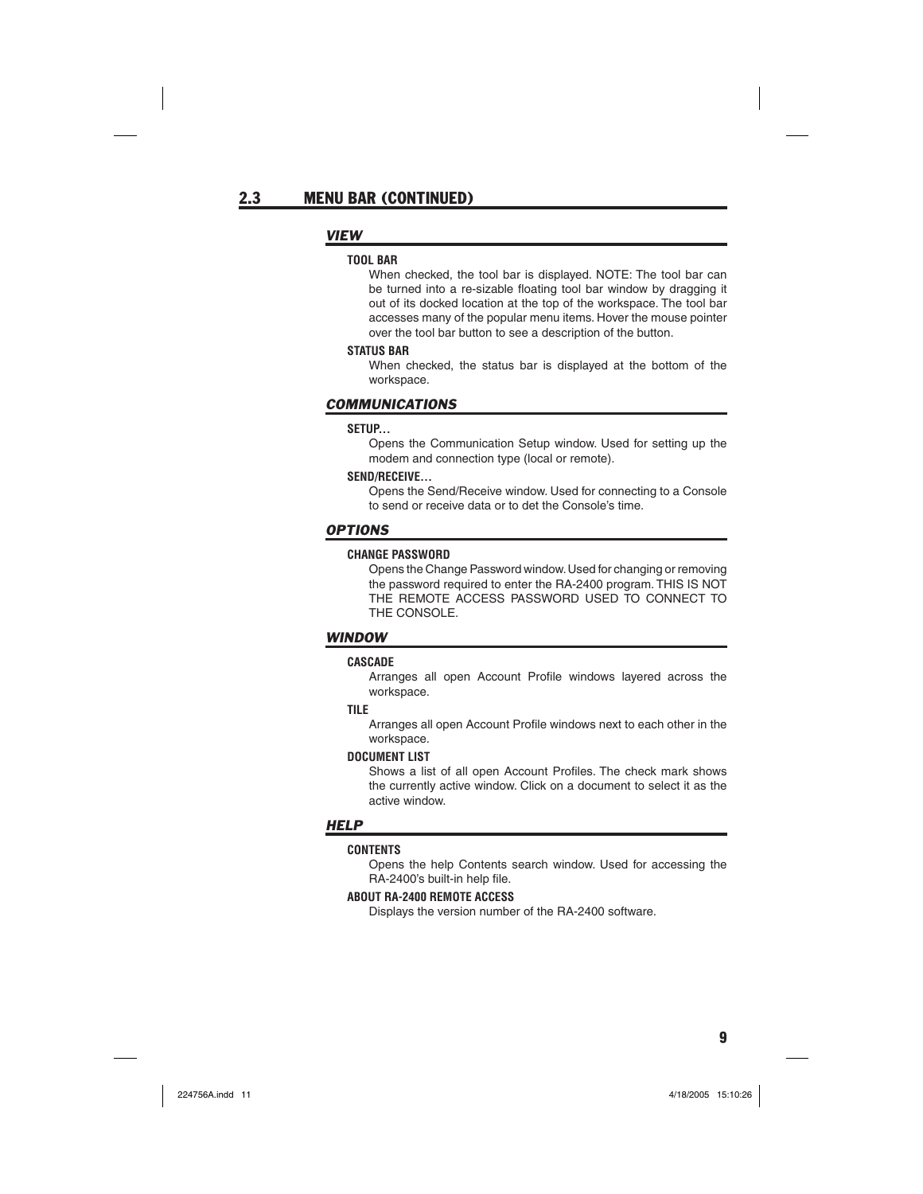## 2.3 MENU BAR (CONTINUED)

### *VIEW*

**TOOL BAR**

When checked, the tool bar is displayed. NOTE: The tool bar can be turned into a re-sizable floating tool bar window by dragging it out of its docked location at the top of the workspace. The tool bar accesses many of the popular menu items. Hover the mouse pointer over the tool bar button to see a description of the button.

**STATUS BAR**

When checked, the status bar is displayed at the bottom of the workspace.

### *COMMUNICATIONS*

**SETUP…**

Opens the Communication Setup window. Used for setting up the modem and connection type (local or remote).

**SEND/RECEIVE…**

Opens the Send/Receive window. Used for connecting to a Console to send or receive data or to det the Console's time.

### *OPTIONS*

**CHANGE PASSWORD**

Opens the Change Password window. Used for changing or removing the password required to enter the RA-2400 program. THIS IS NOT THE REMOTE ACCESS PASSWORD USED TO CONNECT TO THE CONSOLE.

### *WINDOW*

**CASCADE**

Arranges all open Account Profile windows layered across the workspace.

**TILE**

Arranges all open Account Profile windows next to each other in the workspace.

**DOCUMENT LIST**

Shows a list of all open Account Profiles. The check mark shows the currently active window. Click on a document to select it as the active window.

### *HELP*

**CONTENTS**

Opens the help Contents search window. Used for accessing the RA-2400's built-in help file.

**ABOUT RA-2400 REMOTE ACCESS**

Displays the version number of the RA-2400 software.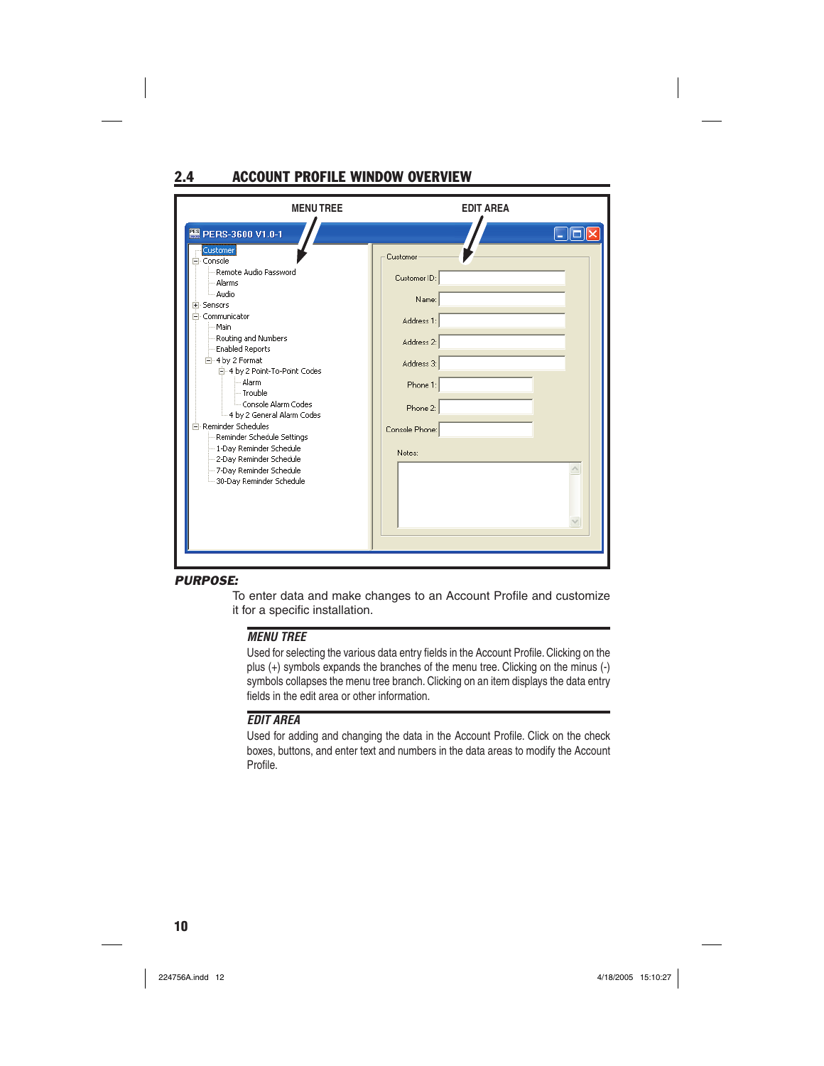## 2.4 ACCOUNT PROFILE WINDOW OVERVIEW

MENU TREE

EDIT AREA

PERS-3600 V1.0-1

- Customer
- Console
  - Remote Audio Password
  - Alarms
  - Audio
- Sensors
- Communicator
  - Main
  - Routing and Numbers
  - Enabled Reports
  - 4 by 2 Format
    - 4 by 2 Point-To-Pont Codes
      - Alarm
      - Trouble
      - Console Alarm Codes
    - 4 by 2 General Alarm Codes
- Reminder Schedules
  - Reminder Schedule Settings
  - 1-Day Reminder Schedule
  - 2-Day Reminder Schedule
  - 7-Day Reminder Schedule
  - 30-Day Reminder Schedule

Customer

Customer ID:

Name:

Address 1:

Address 2:

Address 3:

Phone 1:

Phone 2:

Console Phone:

Notes:

***PURPOSE:***

To enter data and make changes to an Account Profile and customize it for a specific installation.

***MENU TREE***

Used for selecting the various data entry fields in the Account Profile. Clicking on the plus (+) symbols expands the branches of the menu tree. Clicking on the minus (-) symbols collapses the menu tree branch. Clicking on an item displays the data entry fields in the edit area or other information.

***EDIT AREA***

Used for adding and changing the data in the Account Profile. Click on the check boxes, buttons, and enter text and numbers in the data areas to modify the Account Profile.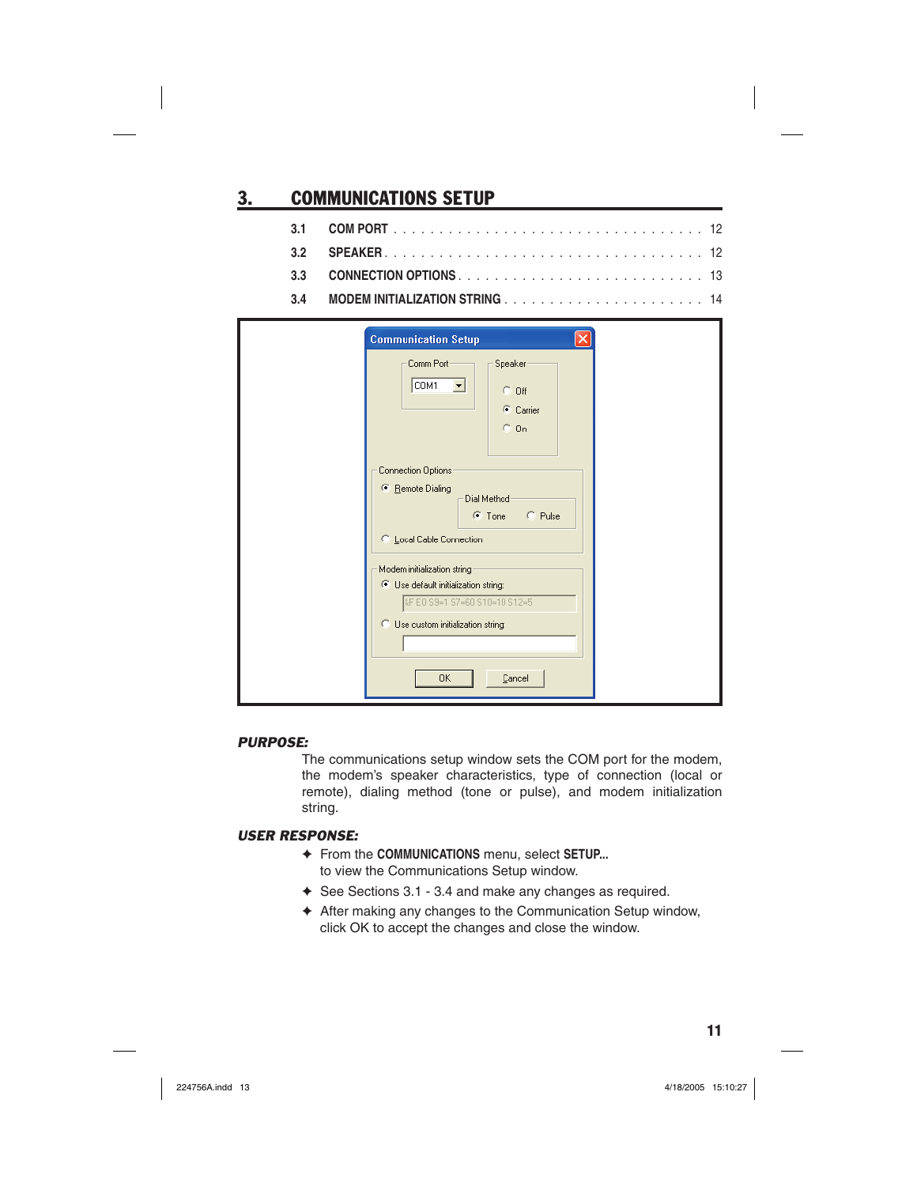# 3. COMMUNICATIONS SETUP

| | | |
|---|---|---|
| 3.1 | COM PORT | 12 |
| 3.2 | SPEAKER | 12 |
| 3.3 | CONNECTION OPTIONS | 13 |
| 3.4 | MODEM INITIALIZATION STRING | 14 |

***PURPOSE:***

The communications setup window sets the COM port for the modem, the modem's speaker characteristics, type of connection (local or remote), dialing method (tone or pulse), and modem initialization string.

***USER RESPONSE:***

- ✦ From the **COMMUNICATIONS** menu, select **SETUP...** to view the Communications Setup window.
- ✦ See Sections 3.1 - 3.4 and make any changes as required.
- ✦ After making any changes to the Communication Setup window, click OK to accept the changes and close the window.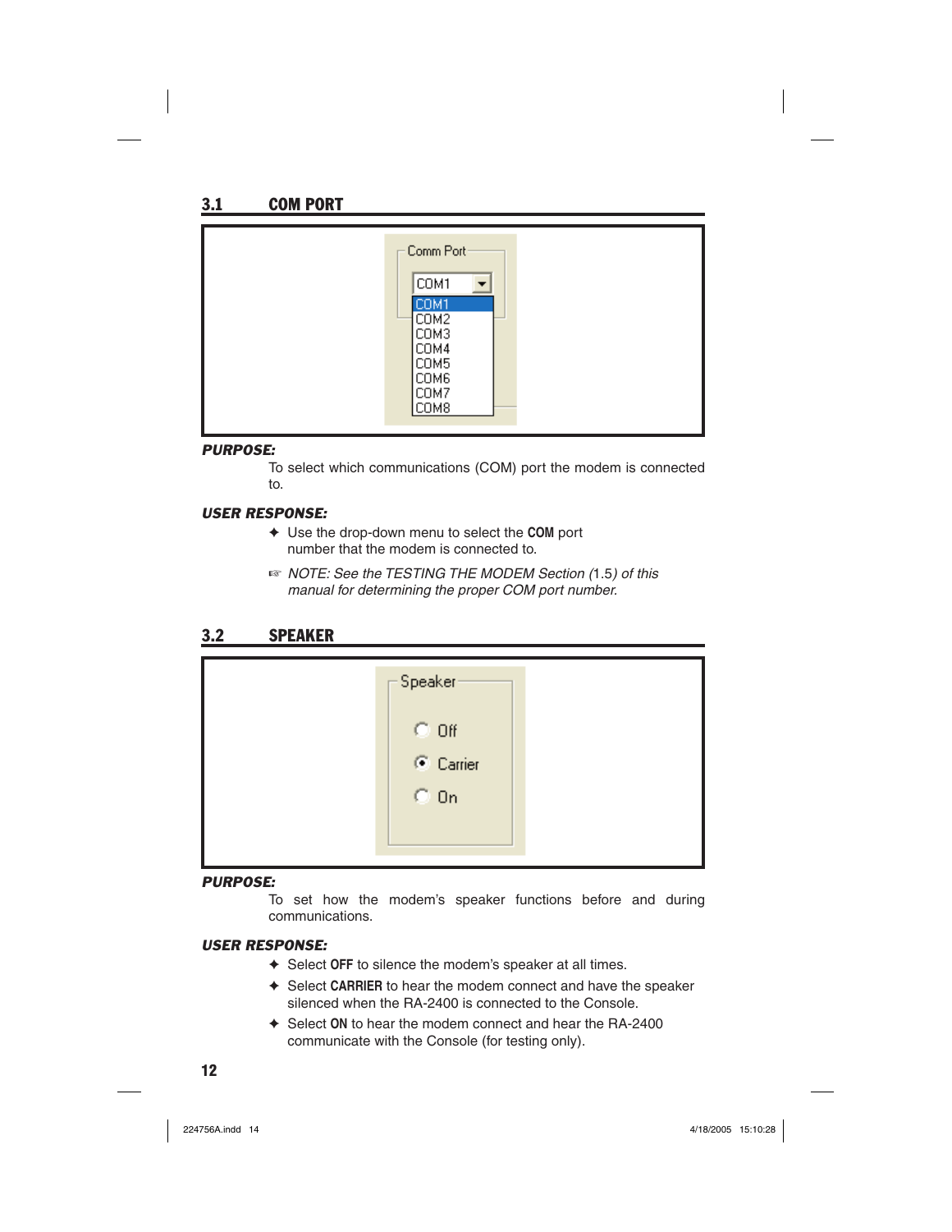## 3.1 COM PORT

Comm Port

COM1

COM1
COM2
COM3
COM4
COM5
COM6
COM7
COM8

***PURPOSE:***

To select which communications (COM) port the modem is connected to.

***USER RESPONSE:***

- Use the drop-down menu to select the **COM** port number that the modem is connected to.

☞ *NOTE: See the TESTING THE MODEM Section (1.5) of this manual for determining the proper COM port number.*

## 3.2 SPEAKER

Speaker

- Off
- Carrier
- On

***PURPOSE:***

To set how the modem's speaker functions before and during communications.

***USER RESPONSE:***

- Select **OFF** to silence the modem's speaker at all times.
- Select **CARRIER** to hear the modem connect and have the speaker silenced when the RA-2400 is connected to the Console.
- Select **ON** to hear the modem connect and hear the RA-2400 communicate with the Console (for testing only).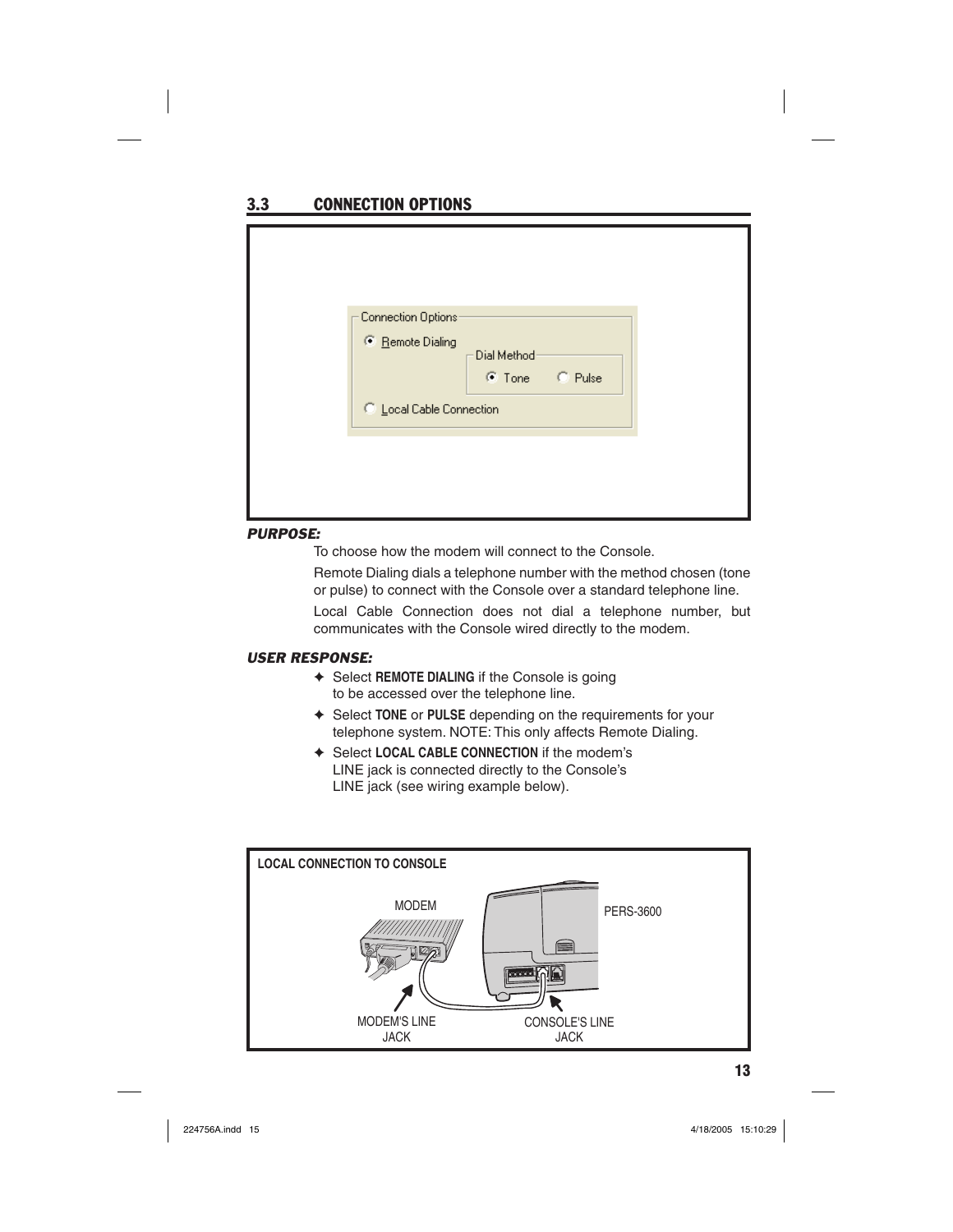## 3.3 CONNECTION OPTIONS

***PURPOSE:***

To choose how the modem will connect to the Console.

Remote Dialing dials a telephone number with the method chosen (tone or pulse) to connect with the Console over a standard telephone line.

Local Cable Connection does not dial a telephone number, but communicates with the Console wired directly to the modem.

***USER RESPONSE:***

- ✦ Select **REMOTE DIALING** if the Console is going to be accessed over the telephone line.
- ✦ Select **TONE** or **PULSE** depending on the requirements for your telephone system. NOTE: This only affects Remote Dialing.
- ✦ Select **LOCAL CABLE CONNECTION** if the modem's LINE jack is connected directly to the Console's LINE jack (see wiring example below).

**LOCAL CONNECTION TO CONSOLE**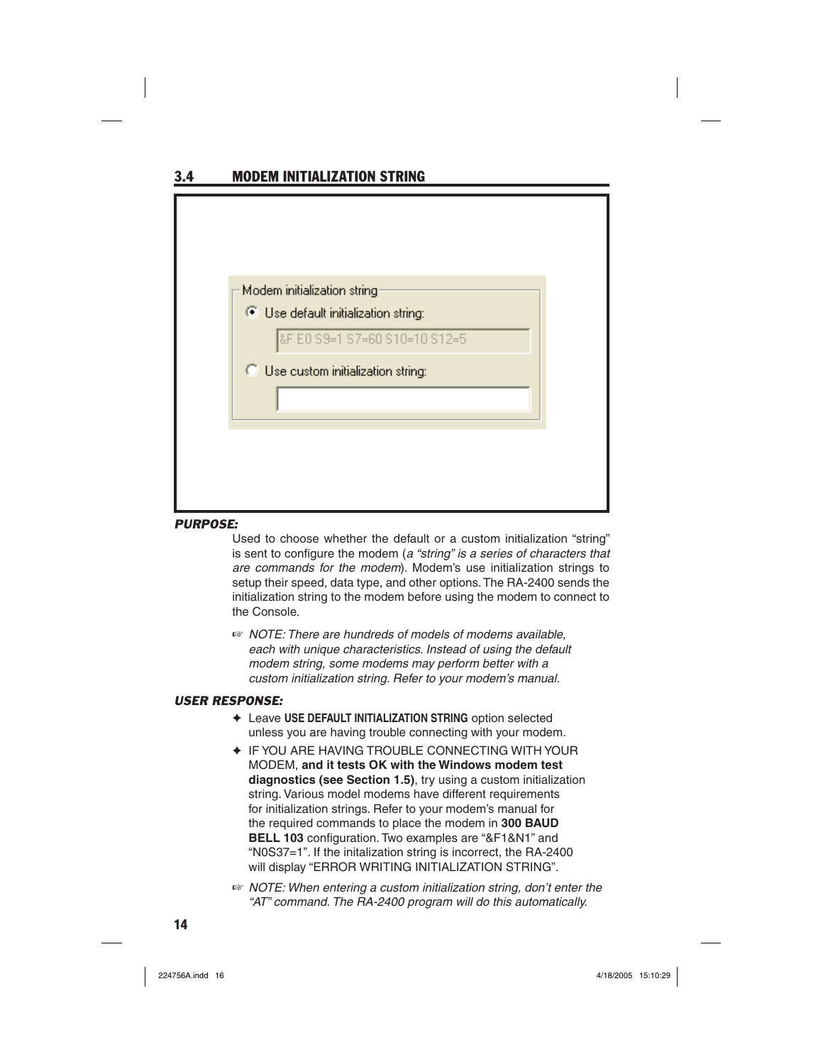## 3.4 MODEM INITIALIZATION STRING

Modem initialization string

- (•) Use default initialization string:
  `&F E0 S9=1 S7=60 S10=10 S12=5`
- ( ) Use custom initialization string:

***PURPOSE:***

Used to choose whether the default or a custom initialization "string" is sent to configure the modem (*a "string" is a series of characters that are commands for the modem*). Modem's use initialization strings to setup their speed, data type, and other options. The RA-2400 sends the initialization string to the modem before using the modem to connect to the Console.

☞ *NOTE: There are hundreds of models of modems available, each with unique characteristics. Instead of using the default modem string, some modems may perform better with a custom initialization string. Refer to your modem's manual.*

***USER RESPONSE:***

✦ Leave **USE DEFAULT INITIALIZATION STRING** option selected unless you are having trouble connecting with your modem.

✦ IF YOU ARE HAVING TROUBLE CONNECTING WITH YOUR MODEM, **and it tests OK with the Windows modem test diagnostics (see Section 1.5)**, try using a custom initialization string. Various model modems have different requirements for initialization strings. Refer to your modem's manual for the required commands to place the modem in **300 BAUD BELL 103** configuration. Two examples are "&F1&N1" and "N0S37=1". If the initalization string is incorrect, the RA-2400 will display "ERROR WRITING INITIALIZATION STRING".

☞ *NOTE: When entering a custom initialization string, don't enter the "AT" command. The RA-2400 program will do this automatically.*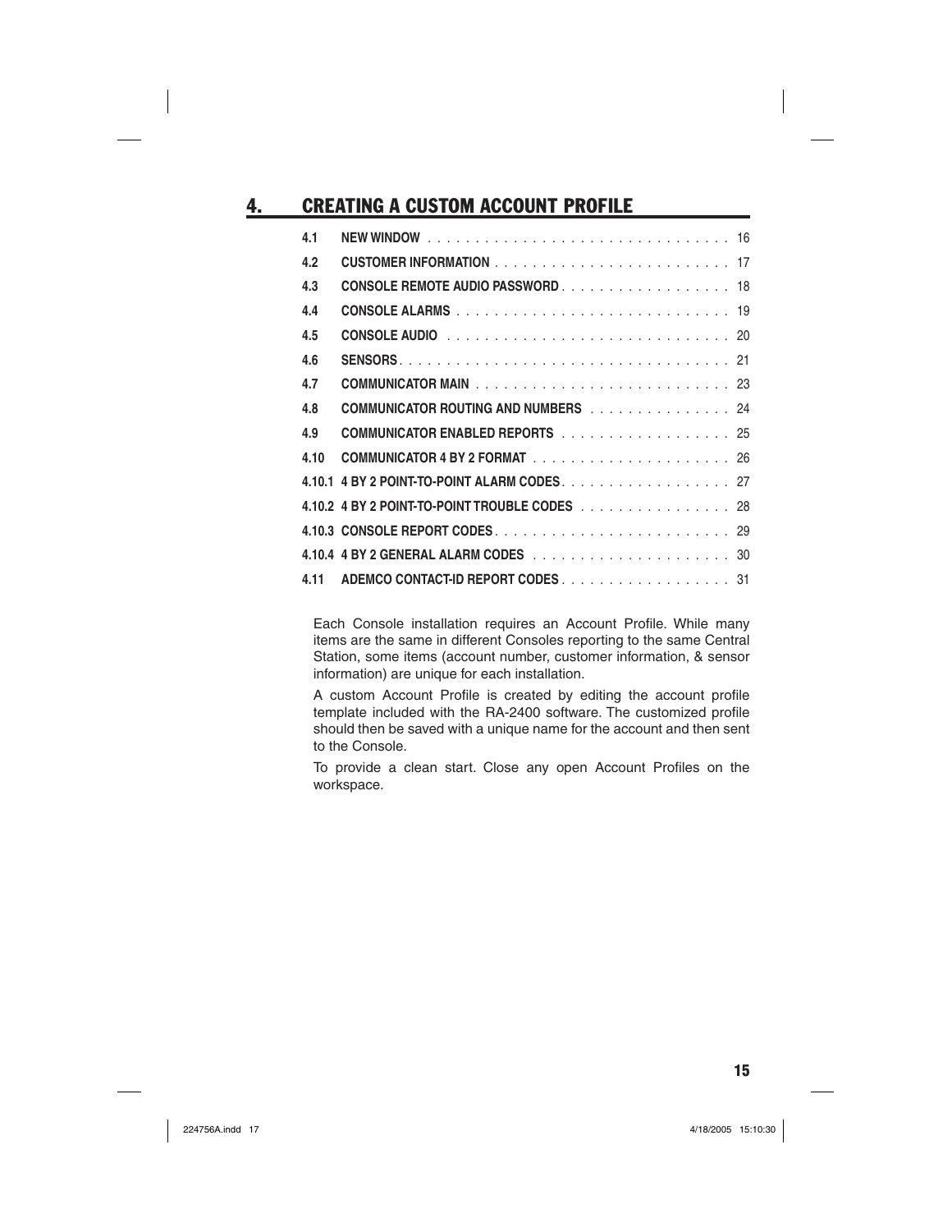# 4. CREATING A CUSTOM ACCOUNT PROFILE

| | | |
|---|---|---|
| 4.1 | NEW WINDOW | 16 |
| 4.2 | CUSTOMER INFORMATION | 17 |
| 4.3 | CONSOLE REMOTE AUDIO PASSWORD | 18 |
| 4.4 | CONSOLE ALARMS | 19 |
| 4.5 | CONSOLE AUDIO | 20 |
| 4.6 | SENSORS | 21 |
| 4.7 | COMMUNICATOR MAIN | 23 |
| 4.8 | COMMUNICATOR ROUTING AND NUMBERS | 24 |
| 4.9 | COMMUNICATOR ENABLED REPORTS | 25 |
| 4.10 | COMMUNICATOR 4 BY 2 FORMAT | 26 |
| 4.10.1 | 4 BY 2 POINT-TO-POINT ALARM CODES | 27 |
| 4.10.2 | 4 BY 2 POINT-TO-POINT TROUBLE CODES | 28 |
| 4.10.3 | CONSOLE REPORT CODES | 29 |
| 4.10.4 | 4 BY 2 GENERAL ALARM CODES | 30 |
| 4.11 | ADEMCO CONTACT-ID REPORT CODES | 31 |

Each Console installation requires an Account Profile. While many items are the same in different Consoles reporting to the same Central Station, some items (account number, customer information, & sensor information) are unique for each installation.

A custom Account Profile is created by editing the account profile template included with the RA-2400 software. The customized profile should then be saved with a unique name for the account and then sent to the Console.

To provide a clean start. Close any open Account Profiles on the workspace.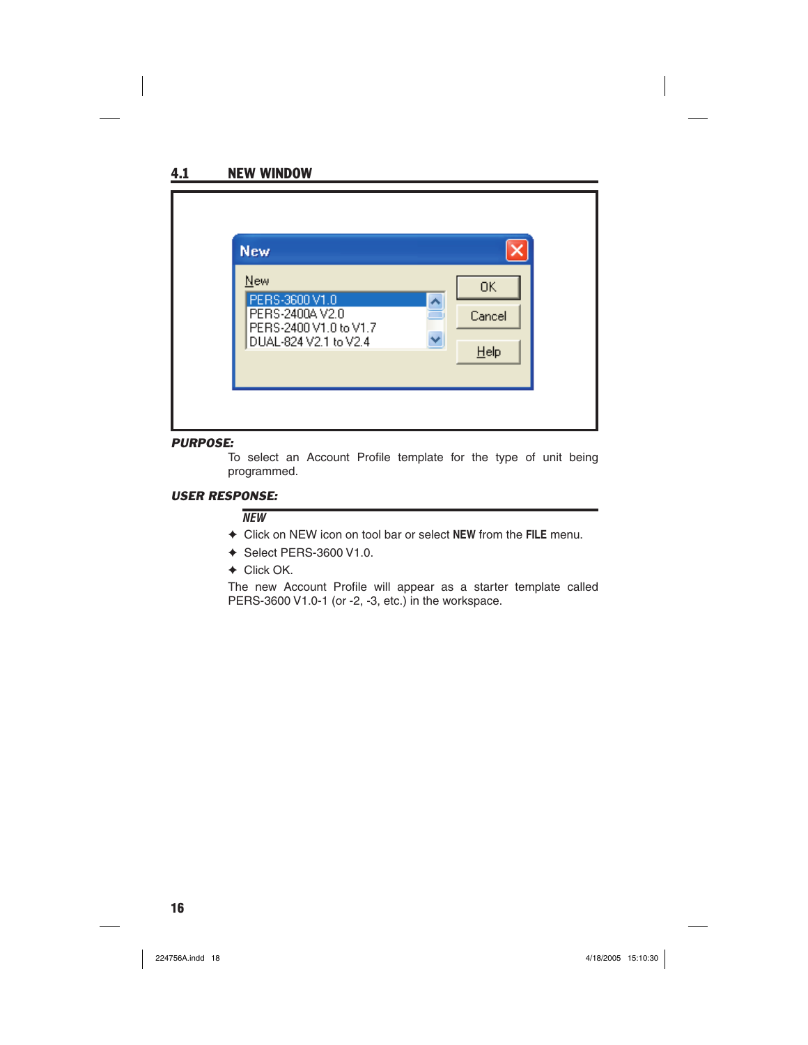## 4.1 NEW WINDOW

***PURPOSE:***

To select an Account Profile template for the type of unit being programmed.

***USER RESPONSE:***

***NEW***

- ✦ Click on NEW icon on tool bar or select **NEW** from the **FILE** menu.
- ✦ Select PERS-3600 V1.0.
- ✦ Click OK.

The new Account Profile will appear as a starter template called PERS-3600 V1.0-1 (or -2, -3, etc.) in the workspace.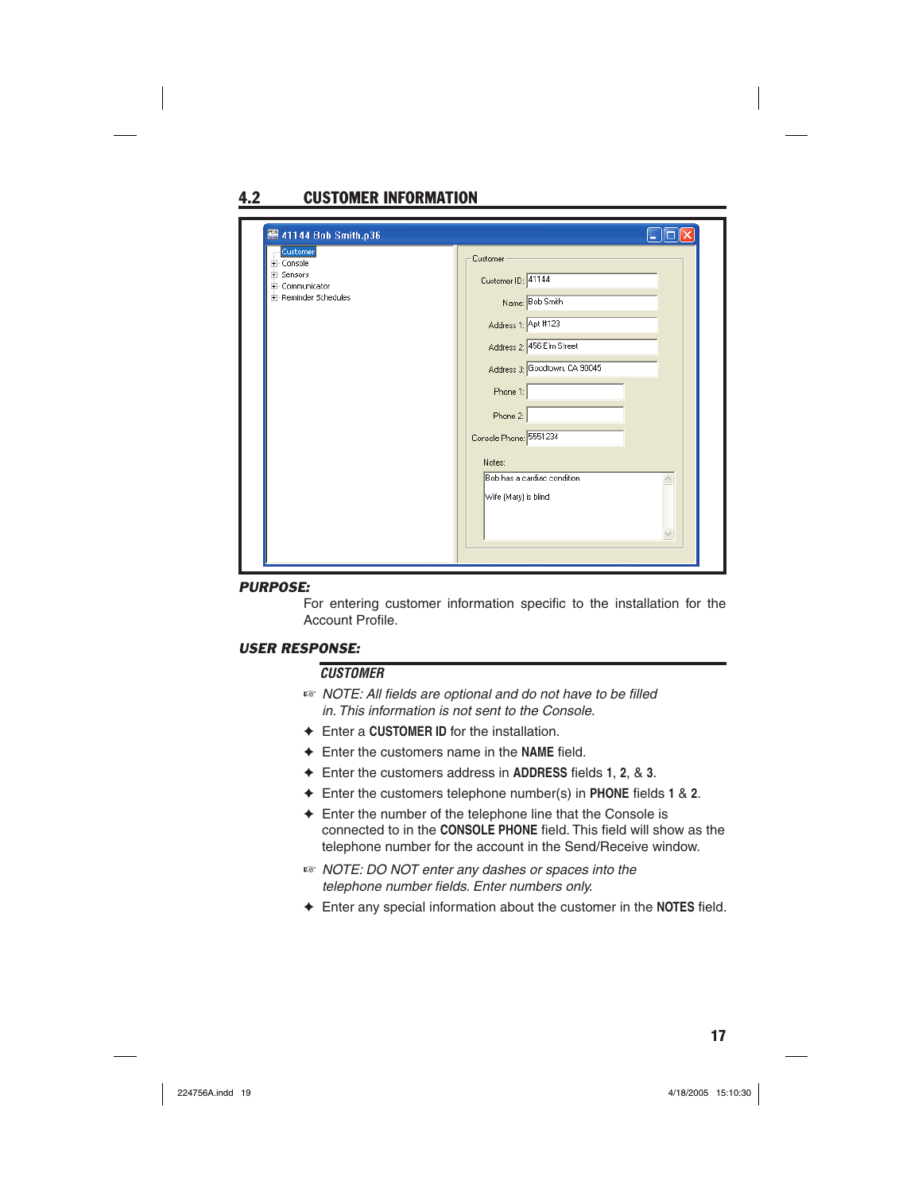## 4.2 CUSTOMER INFORMATION

***PURPOSE:***

For entering customer information specific to the installation for the Account Profile.

***USER RESPONSE:***

***CUSTOMER***

☞ *NOTE: All fields are optional and do not have to be filled in. This information is not sent to the Console.*

- Enter a **CUSTOMER ID** for the installation.
- Enter the customers name in the **NAME** field.
- Enter the customers address in **ADDRESS** fields **1**, **2**, & **3**.
- Enter the customers telephone number(s) in **PHONE** fields **1** & **2**.
- Enter the number of the telephone line that the Console is connected to in the **CONSOLE PHONE** field. This field will show as the telephone number for the account in the Send/Receive window.

☞ *NOTE: DO NOT enter any dashes or spaces into the telephone number fields. Enter numbers only.*

- Enter any special information about the customer in the **NOTES** field.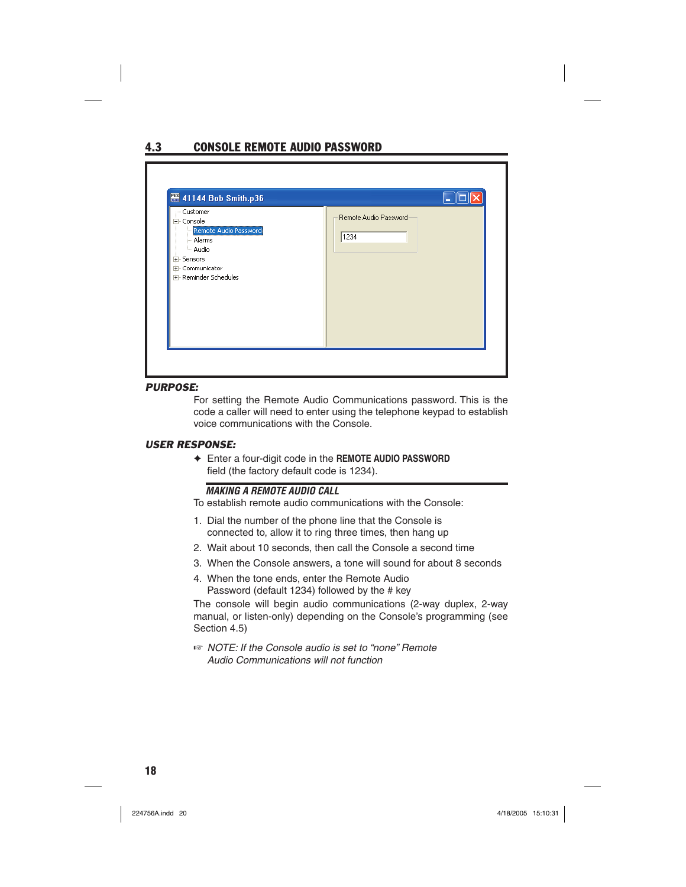## 4.3 CONSOLE REMOTE AUDIO PASSWORD

***PURPOSE:***

For setting the Remote Audio Communications password. This is the code a caller will need to enter using the telephone keypad to establish voice communications with the Console.

***USER RESPONSE:***

✦ Enter a four-digit code in the **REMOTE AUDIO PASSWORD** field (the factory default code is 1234).

***MAKING A REMOTE AUDIO CALL***

To establish remote audio communications with the Console:

1. Dial the number of the phone line that the Console is connected to, allow it to ring three times, then hang up
2. Wait about 10 seconds, then call the Console a second time
3. When the Console answers, a tone will sound for about 8 seconds
4. When the tone ends, enter the Remote Audio Password (default 1234) followed by the # key

The console will begin audio communications (2-way duplex, 2-way manual, or listen-only) depending on the Console's programming (see Section 4.5)

☞ *NOTE: If the Console audio is set to "none" Remote Audio Communications will not function*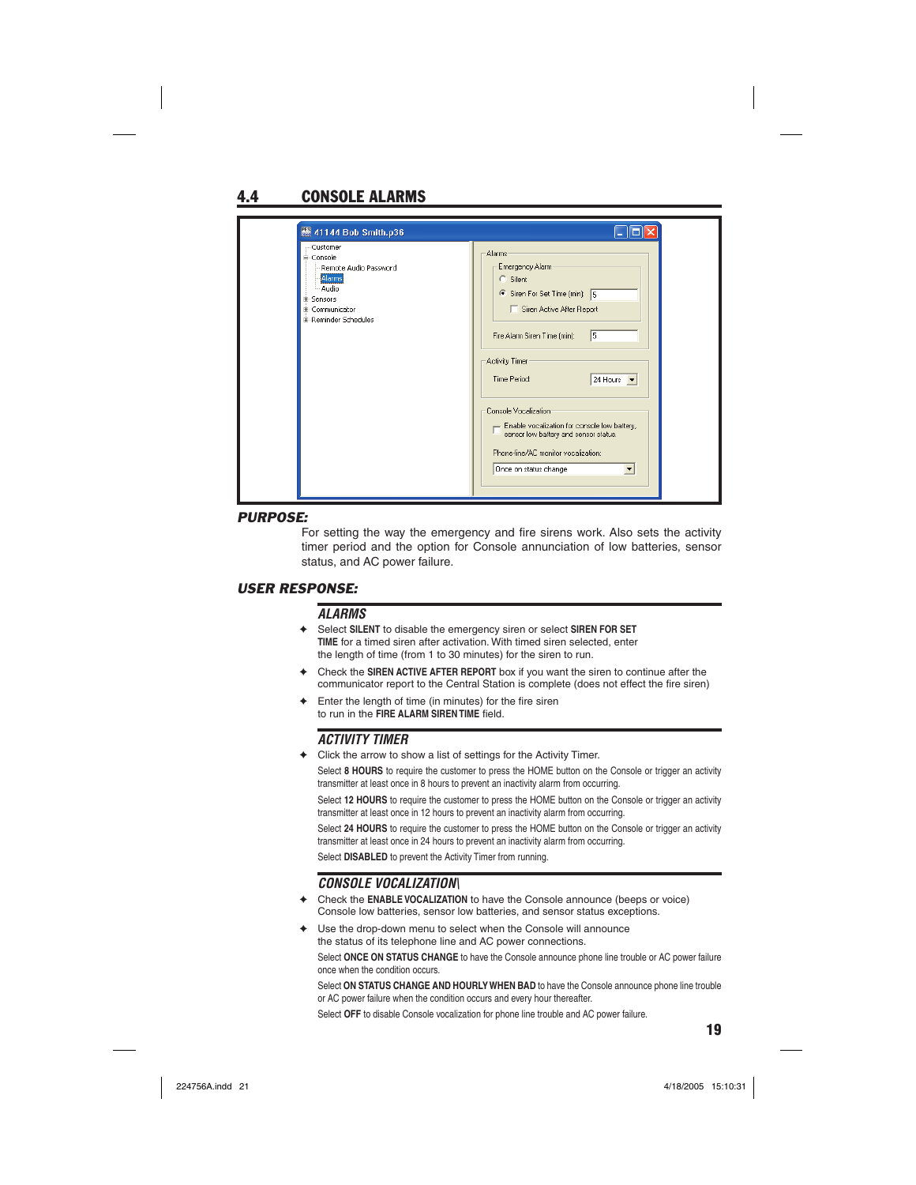## 4.4 CONSOLE ALARMS

### *PURPOSE:*

For setting the way the emergency and fire sirens work. Also sets the activity timer period and the option for Console annunciation of low batteries, sensor status, and AC power failure.

### *USER RESPONSE:*

#### *ALARMS*

- Select **SILENT** to disable the emergency siren or select **SIREN FOR SET TIME** for a timed siren after activation. With timed siren selected, enter the length of time (from 1 to 30 minutes) for the siren to run.
- Check the **SIREN ACTIVE AFTER REPORT** box if you want the siren to continue after the communicator report to the Central Station is complete (does not effect the fire siren)
- Enter the length of time (in minutes) for the fire siren to run in the **FIRE ALARM SIREN TIME** field.

#### *ACTIVITY TIMER*

- Click the arrow to show a list of settings for the Activity Timer.

  Select **8 HOURS** to require the customer to press the HOME button on the Console or trigger an activity transmitter at least once in 8 hours to prevent an inactivity alarm from occurring.

  Select **12 HOURS** to require the customer to press the HOME button on the Console or trigger an activity transmitter at least once in 12 hours to prevent an inactivity alarm from occurring.

  Select **24 HOURS** to require the customer to press the HOME button on the Console or trigger an activity transmitter at least once in 24 hours to prevent an inactivity alarm from occurring.

  Select **DISABLED** to prevent the Activity Timer from running.

#### *CONSOLE VOCALIZATION\*

- Check the **ENABLE VOCALIZATION** to have the Console announce (beeps or voice) Console low batteries, sensor low batteries, and sensor status exceptions.
- Use the drop-down menu to select when the Console will announce the status of its telephone line and AC power connections.

  Select **ONCE ON STATUS CHANGE** to have the Console announce phone line trouble or AC power failure once when the condition occurs.

  Select **ON STATUS CHANGE AND HOURLY WHEN BAD** to have the Console announce phone line trouble or AC power failure when the condition occurs and every hour thereafter.

  Select **OFF** to disable Console vocalization for phone line trouble and AC power failure.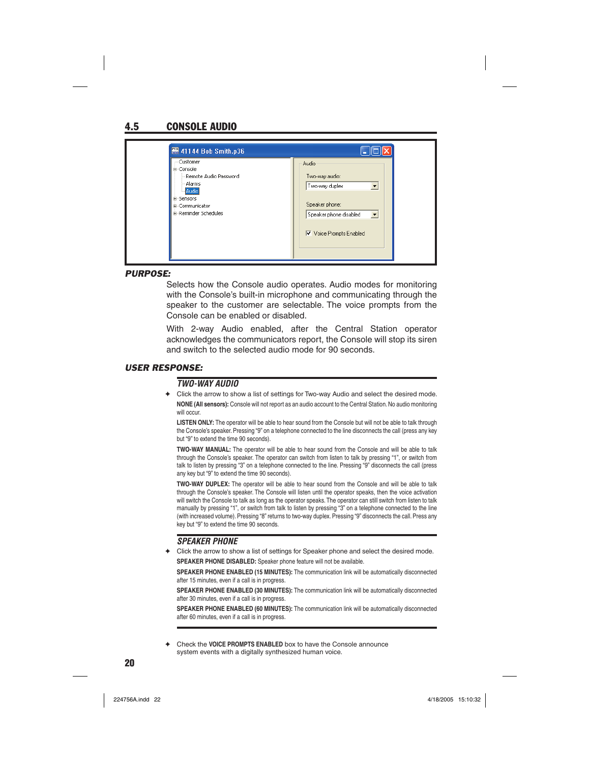## 4.5 CONSOLE AUDIO

***PURPOSE:***

Selects how the Console audio operates. Audio modes for monitoring with the Console's built-in microphone and communicating through the speaker to the customer are selectable. The voice prompts from the Console can be enabled or disabled.

With 2-way Audio enabled, after the Central Station operator acknowledges the communicators report, the Console will stop its siren and switch to the selected audio mode for 90 seconds.

***USER RESPONSE:***

### *TWO-WAY AUDIO*

✦ Click the arrow to show a list of settings for Two-way Audio and select the desired mode.

**NONE (All sensors):** Console will not report as an audio account to the Central Station. No audio monitoring will occur.

**LISTEN ONLY:** The operator will be able to hear sound from the Console but will not be able to talk through the Console's speaker. Pressing "9" on a telephone connected to the line disconnects the call (press any key but "9" to extend the time 90 seconds).

**TWO-WAY MANUAL:** The operator will be able to hear sound from the Console and will be able to talk through the Console's speaker. The operator can switch from listen to talk by pressing "1", or switch from talk to listen by pressing "3" on a telephone connected to the line. Pressing "9" disconnects the call (press any key but "9" to extend the time 90 seconds).

**TWO-WAY DUPLEX:** The operator will be able to hear sound from the Console and will be able to talk through the Console's speaker. The Console will listen until the operator speaks, then the voice activation will switch the Console to talk as long as the operator speaks. The operator can still switch from listen to talk manually by pressing "1", or switch from talk to listen by pressing "3" on a telephone connected to the line (with increased volume). Pressing "8" returns to two-way duplex. Pressing "9" disconnects the call. Press any key but "9" to extend the time 90 seconds.

### *SPEAKER PHONE*

✦ Click the arrow to show a list of settings for Speaker phone and select the desired mode.

**SPEAKER PHONE DISABLED:** Speaker phone feature will not be available.

**SPEAKER PHONE ENABLED (15 MINUTES):** The communication link will be automatically disconnected after 15 minutes, even if a call is in progress.

**SPEAKER PHONE ENABLED (30 MINUTES):** The communication link will be automatically disconnected after 30 minutes, even if a call is in progress.

**SPEAKER PHONE ENABLED (60 MINUTES):** The communication link will be automatically disconnected after 60 minutes, even if a call is in progress.

✦ Check the **VOICE PROMPTS ENABLED** box to have the Console announce system events with a digitally synthesized human voice.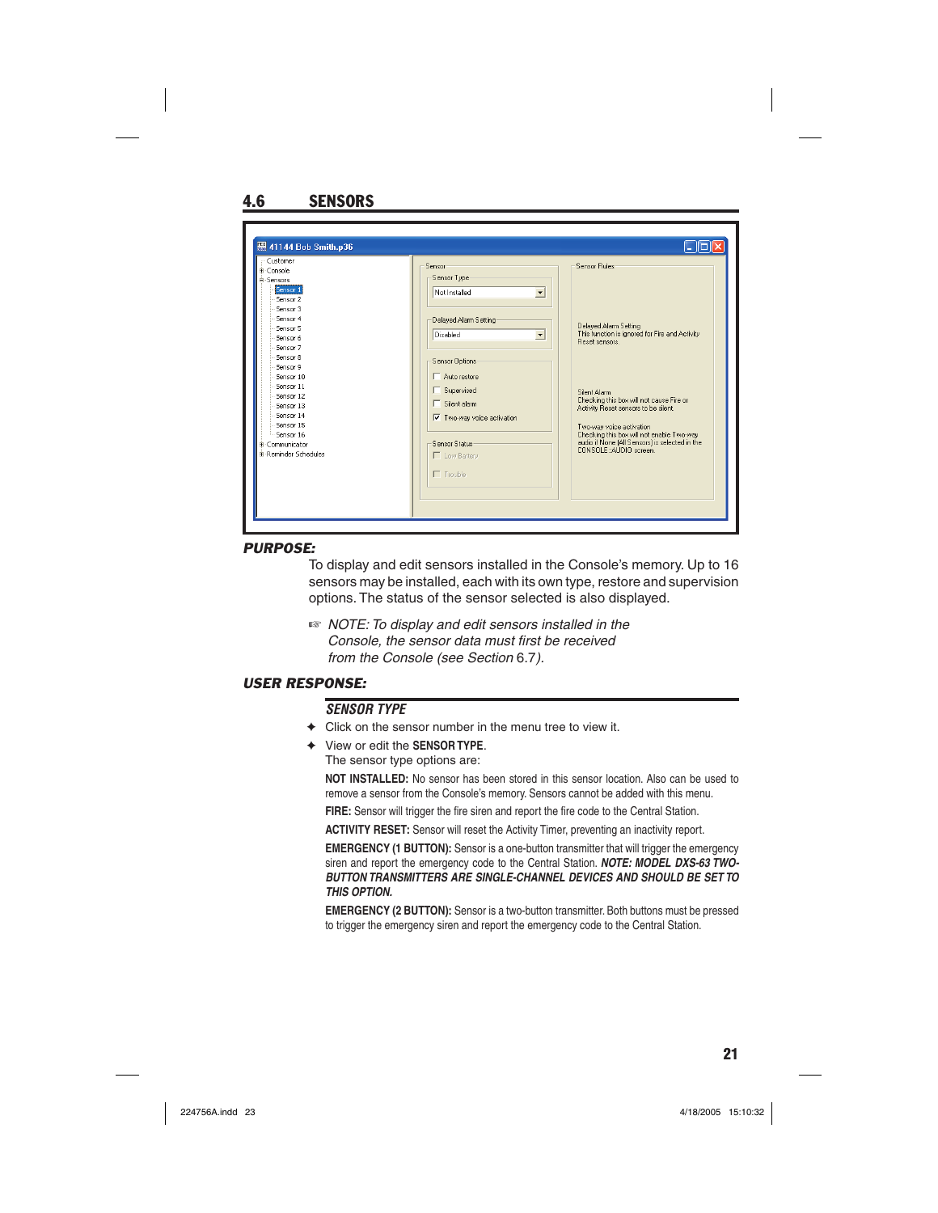## 4.6 SENSORS

### PURPOSE:

To display and edit sensors installed in the Console's memory. Up to 16 sensors may be installed, each with its own type, restore and supervision options. The status of the sensor selected is also displayed.

☞ *NOTE: To display and edit sensors installed in the Console, the sensor data must first be received from the Console (see Section 6.7).*

### USER RESPONSE:

#### SENSOR TYPE

- Click on the sensor number in the menu tree to view it.
- View or edit the **SENSOR TYPE**.
  The sensor type options are:

**NOT INSTALLED:** No sensor has been stored in this sensor location. Also can be used to remove a sensor from the Console's memory. Sensors cannot be added with this menu.

**FIRE:** Sensor will trigger the fire siren and report the fire code to the Central Station.

**ACTIVITY RESET:** Sensor will reset the Activity Timer, preventing an inactivity report.

**EMERGENCY (1 BUTTON):** Sensor is a one-button transmitter that will trigger the emergency siren and report the emergency code to the Central Station. ***NOTE: MODEL DXS-63 TWO-BUTTON TRANSMITTERS ARE SINGLE-CHANNEL DEVICES AND SHOULD BE SET TO THIS OPTION.***

**EMERGENCY (2 BUTTON):** Sensor is a two-button transmitter. Both buttons must be pressed to trigger the emergency siren and report the emergency code to the Central Station.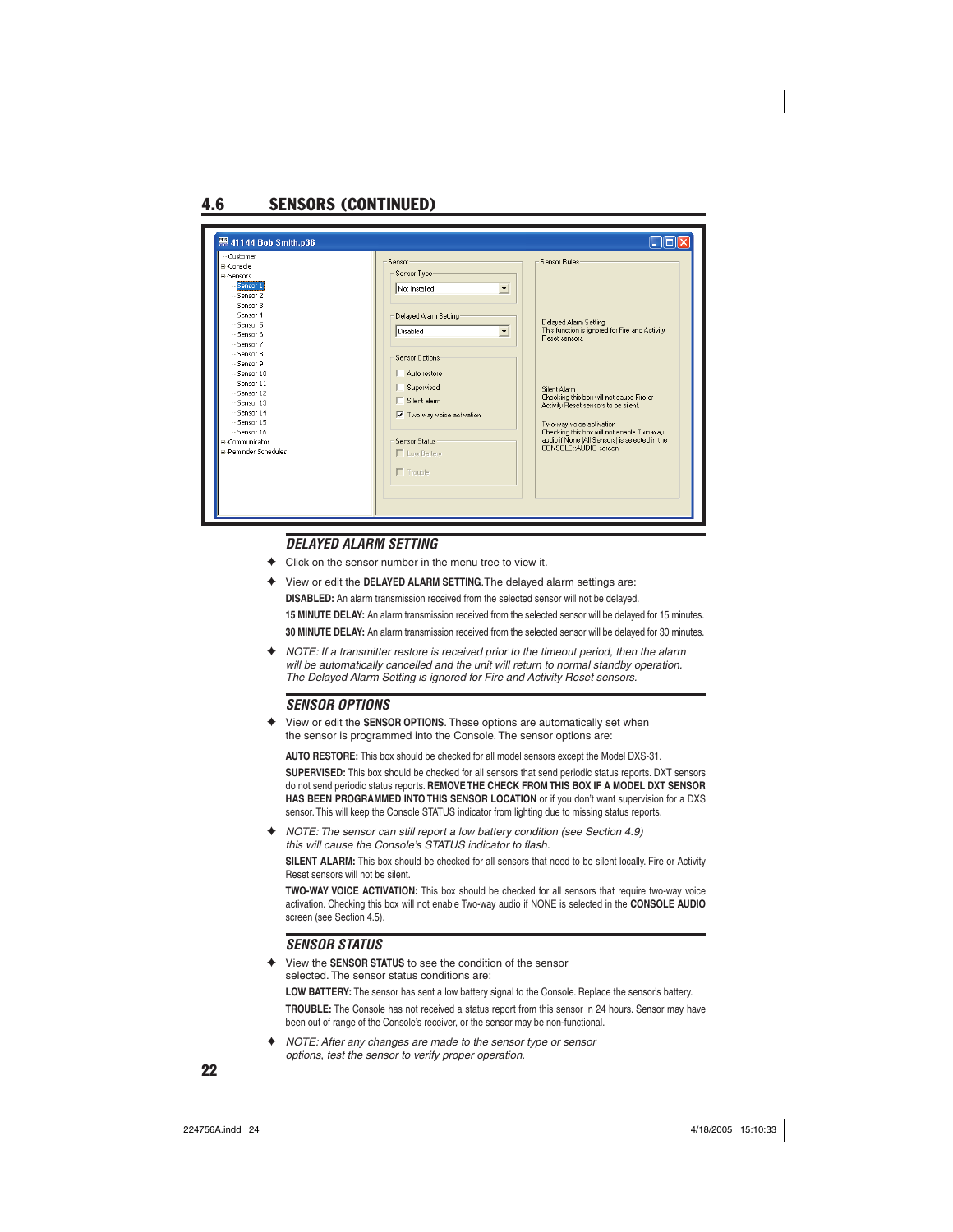## 4.6 SENSORS (CONTINUED)

### DELAYED ALARM SETTING

- Click on the sensor number in the menu tree to view it.
- View or edit the **DELAYED ALARM SETTING**. The delayed alarm settings are:

  **DISABLED:** An alarm transmission received from the selected sensor will not be delayed.

  **15 MINUTE DELAY:** An alarm transmission received from the selected sensor will be delayed for 15 minutes.

  **30 MINUTE DELAY:** An alarm transmission received from the selected sensor will be delayed for 30 minutes.

- *NOTE: If a transmitter restore is received prior to the timeout period, then the alarm will be automatically cancelled and the unit will return to normal standby operation. The Delayed Alarm Setting is ignored for Fire and Activity Reset sensors.*

### SENSOR OPTIONS

- View or edit the **SENSOR OPTIONS**. These options are automatically set when the sensor is programmed into the Console. The sensor options are:

  **AUTO RESTORE:** This box should be checked for all model sensors except the Model DXS-31.

  **SUPERVISED:** This box should be checked for all sensors that send periodic status reports. DXT sensors do not send periodic status reports. **REMOVE THE CHECK FROM THIS BOX IF A MODEL DXT SENSOR HAS BEEN PROGRAMMED INTO THIS SENSOR LOCATION** or if you don't want supervision for a DXS sensor. This will keep the Console STATUS indicator from lighting due to missing status reports.

- *NOTE: The sensor can still report a low battery condition (see Section 4.9) this will cause the Console's STATUS indicator to flash.*

  **SILENT ALARM:** This box should be checked for all sensors that need to be silent locally. Fire or Activity Reset sensors will not be silent.

  **TWO-WAY VOICE ACTIVATION:** This box should be checked for all sensors that require two-way voice activation. Checking this box will not enable Two-way audio if NONE is selected in the **CONSOLE AUDIO** screen (see Section 4.5).

### SENSOR STATUS

- View the **SENSOR STATUS** to see the condition of the sensor selected. The sensor status conditions are:

  **LOW BATTERY:** The sensor has sent a low battery signal to the Console. Replace the sensor's battery.

  **TROUBLE:** The Console has not received a status report from this sensor in 24 hours. Sensor may have been out of range of the Console's receiver, or the sensor may be non-functional.

- *NOTE: After any changes are made to the sensor type or sensor options, test the sensor to verify proper operation.*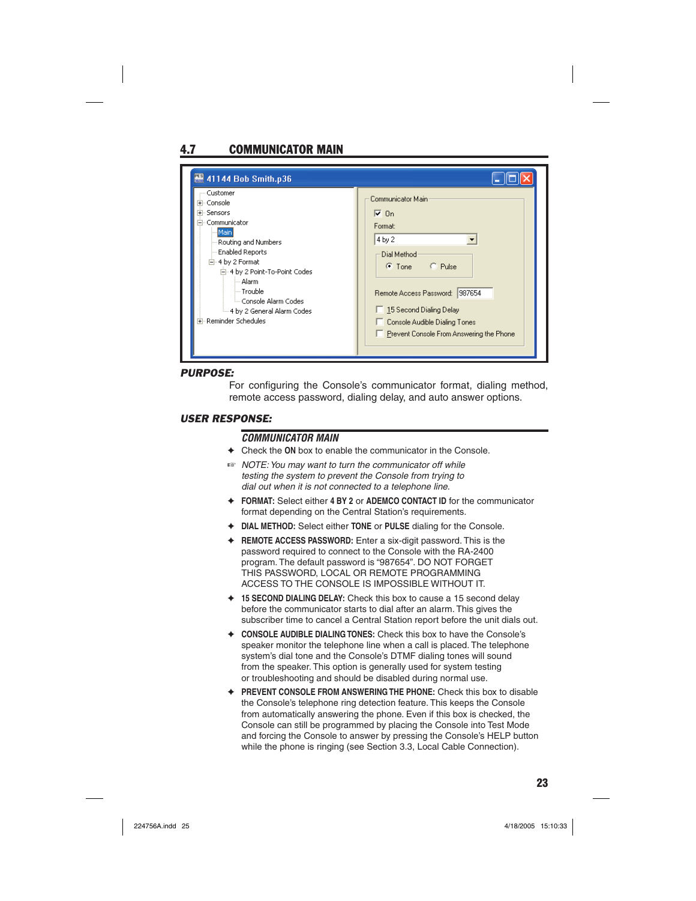## 4.7 COMMUNICATOR MAIN

### PURPOSE:

For configuring the Console's communicator format, dialing method, remote access password, dialing delay, and auto answer options.

### USER RESPONSE:

#### COMMUNICATOR MAIN

- Check the **ON** box to enable the communicator in the Console.

*NOTE: You may want to turn the communicator off while testing the system to prevent the Console from trying to dial out when it is not connected to a telephone line.*

- **FORMAT:** Select either **4 BY 2** or **ADEMCO CONTACT ID** for the communicator format depending on the Central Station's requirements.
- **DIAL METHOD:** Select either **TONE** or **PULSE** dialing for the Console.
- **REMOTE ACCESS PASSWORD:** Enter a six-digit password. This is the password required to connect to the Console with the RA-2400 program. The default password is "987654". DO NOT FORGET THIS PASSWORD, LOCAL OR REMOTE PROGRAMMING ACCESS TO THE CONSOLE IS IMPOSSIBLE WITHOUT IT.
- **15 SECOND DIALING DELAY:** Check this box to cause a 15 second delay before the communicator starts to dial after an alarm. This gives the subscriber time to cancel a Central Station report before the unit dials out.
- **CONSOLE AUDIBLE DIALING TONES:** Check this box to have the Console's speaker monitor the telephone line when a call is placed. The telephone system's dial tone and the Console's DTMF dialing tones will sound from the speaker. This option is generally used for system testing or troubleshooting and should be disabled during normal use.
- **PREVENT CONSOLE FROM ANSWERING THE PHONE:** Check this box to disable the Console's telephone ring detection feature. This keeps the Console from automatically answering the phone. Even if this box is checked, the Console can still be programmed by placing the Console into Test Mode and forcing the Console to answer by pressing the Console's HELP button while the phone is ringing (see Section 3.3, Local Cable Connection).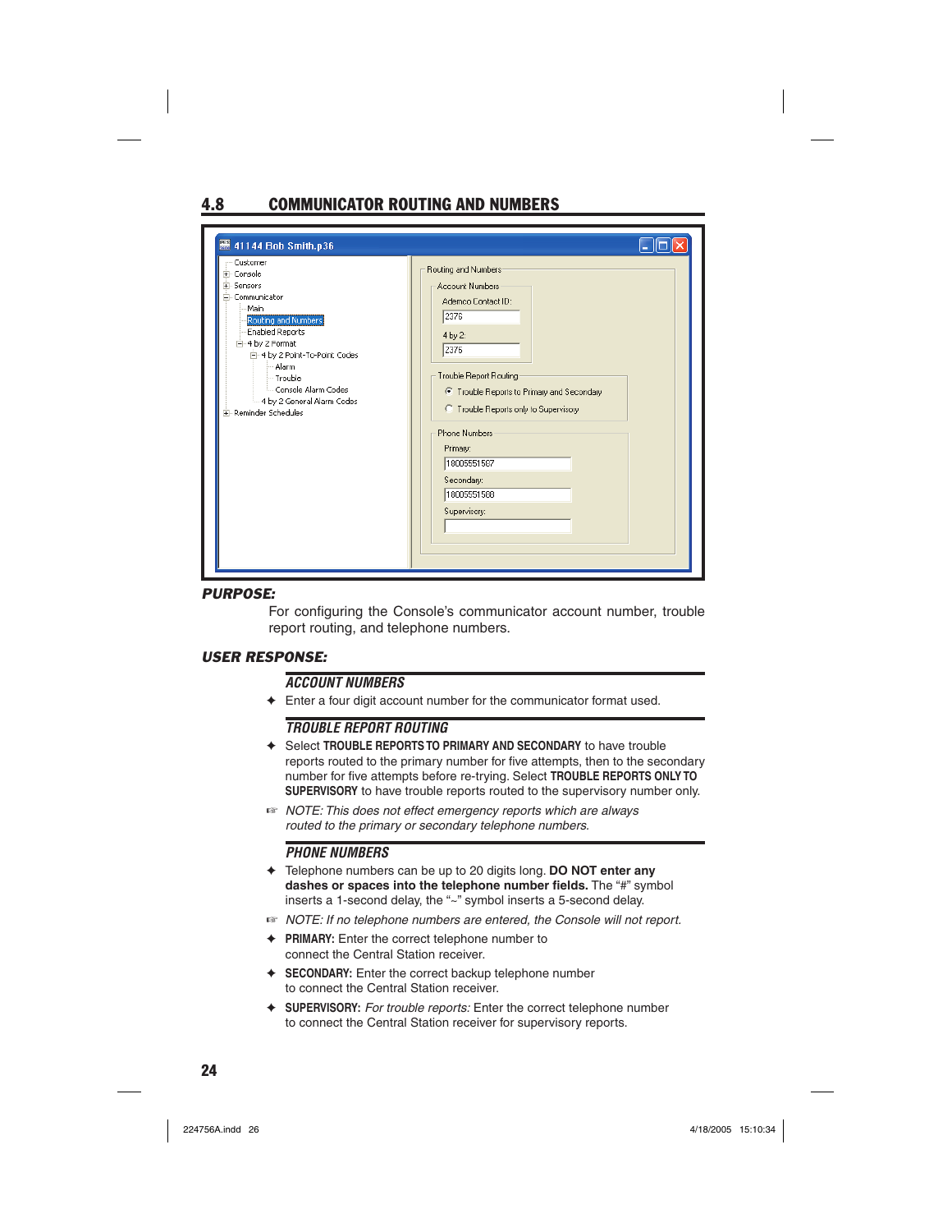## 4.8 COMMUNICATOR ROUTING AND NUMBERS

***PURPOSE:***

For configuring the Console's communicator account number, trouble report routing, and telephone numbers.

***USER RESPONSE:***

***ACCOUNT NUMBERS***

- Enter a four digit account number for the communicator format used.

***TROUBLE REPORT ROUTING***

- Select **TROUBLE REPORTS TO PRIMARY AND SECONDARY** to have trouble reports routed to the primary number for five attempts, then to the secondary number for five attempts before re-trying. Select **TROUBLE REPORTS ONLY TO SUPERVISORY** to have trouble reports routed to the supervisory number only.

☞ *NOTE: This does not effect emergency reports which are always routed to the primary or secondary telephone numbers.*

***PHONE NUMBERS***

- Telephone numbers can be up to 20 digits long. **DO NOT enter any dashes or spaces into the telephone number fields.** The "#" symbol inserts a 1-second delay, the "~" symbol inserts a 5-second delay.

☞ *NOTE: If no telephone numbers are entered, the Console will not report.*

- **PRIMARY:** Enter the correct telephone number to connect the Central Station receiver.
- **SECONDARY:** Enter the correct backup telephone number to connect the Central Station receiver.
- **SUPERVISORY:** *For trouble reports:* Enter the correct telephone number to connect the Central Station receiver for supervisory reports.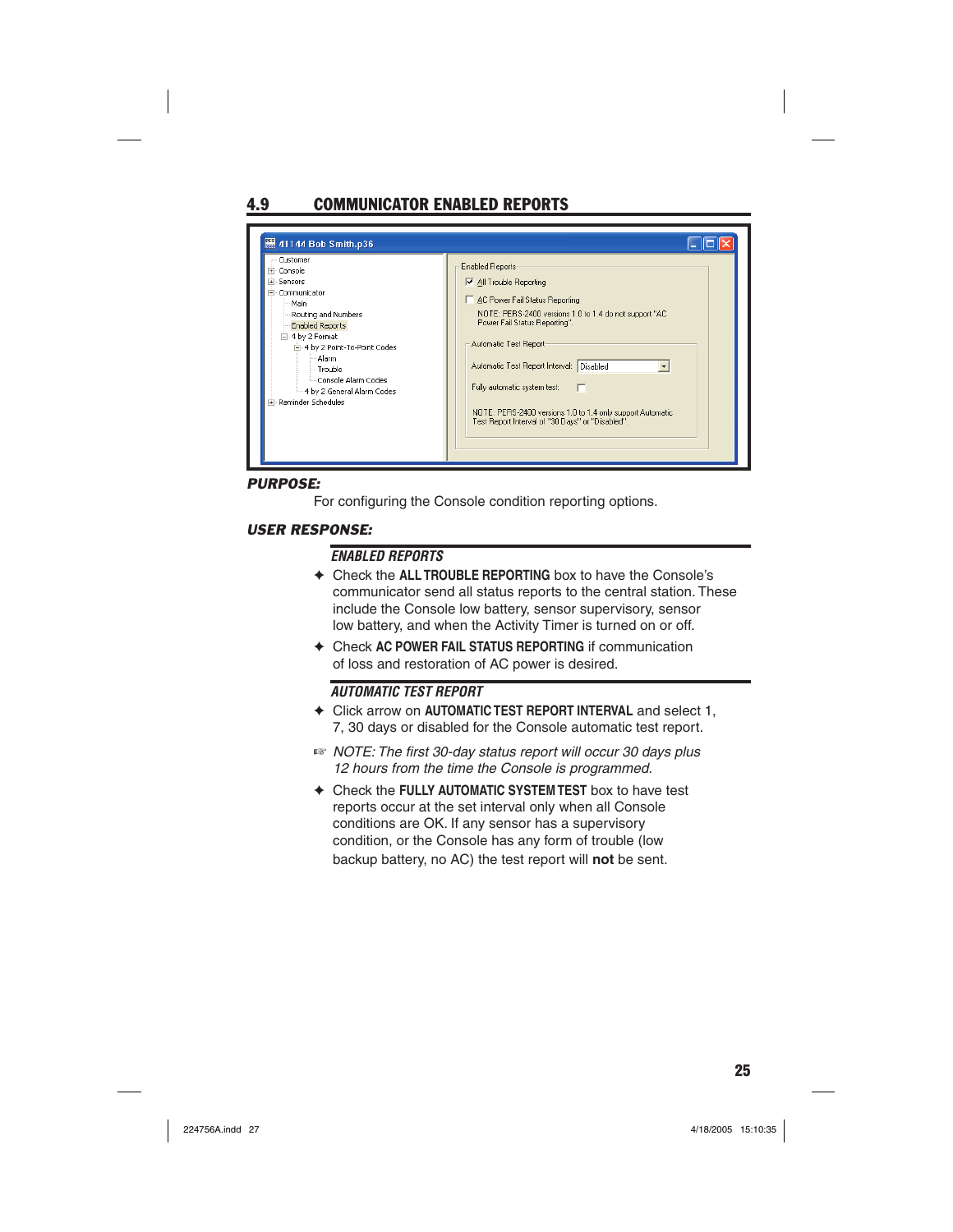## 4.9 COMMUNICATOR ENABLED REPORTS

***PURPOSE:***

For configuring the Console condition reporting options.

***USER RESPONSE:***

### *ENABLED REPORTS*

- ✦ Check the **ALL TROUBLE REPORTING** box to have the Console's communicator send all status reports to the central station. These include the Console low battery, sensor supervisory, sensor low battery, and when the Activity Timer is turned on or off.
- ✦ Check **AC POWER FAIL STATUS REPORTING** if communication of loss and restoration of AC power is desired.

### *AUTOMATIC TEST REPORT*

- ✦ Click arrow on **AUTOMATIC TEST REPORT INTERVAL** and select 1, 7, 30 days or disabled for the Console automatic test report.

☞ *NOTE: The first 30-day status report will occur 30 days plus 12 hours from the time the Console is programmed.*

- ✦ Check the **FULLY AUTOMATIC SYSTEM TEST** box to have test reports occur at the set interval only when all Console conditions are OK. If any sensor has a supervisory condition, or the Console has any form of trouble (low backup battery, no AC) the test report will **not** be sent.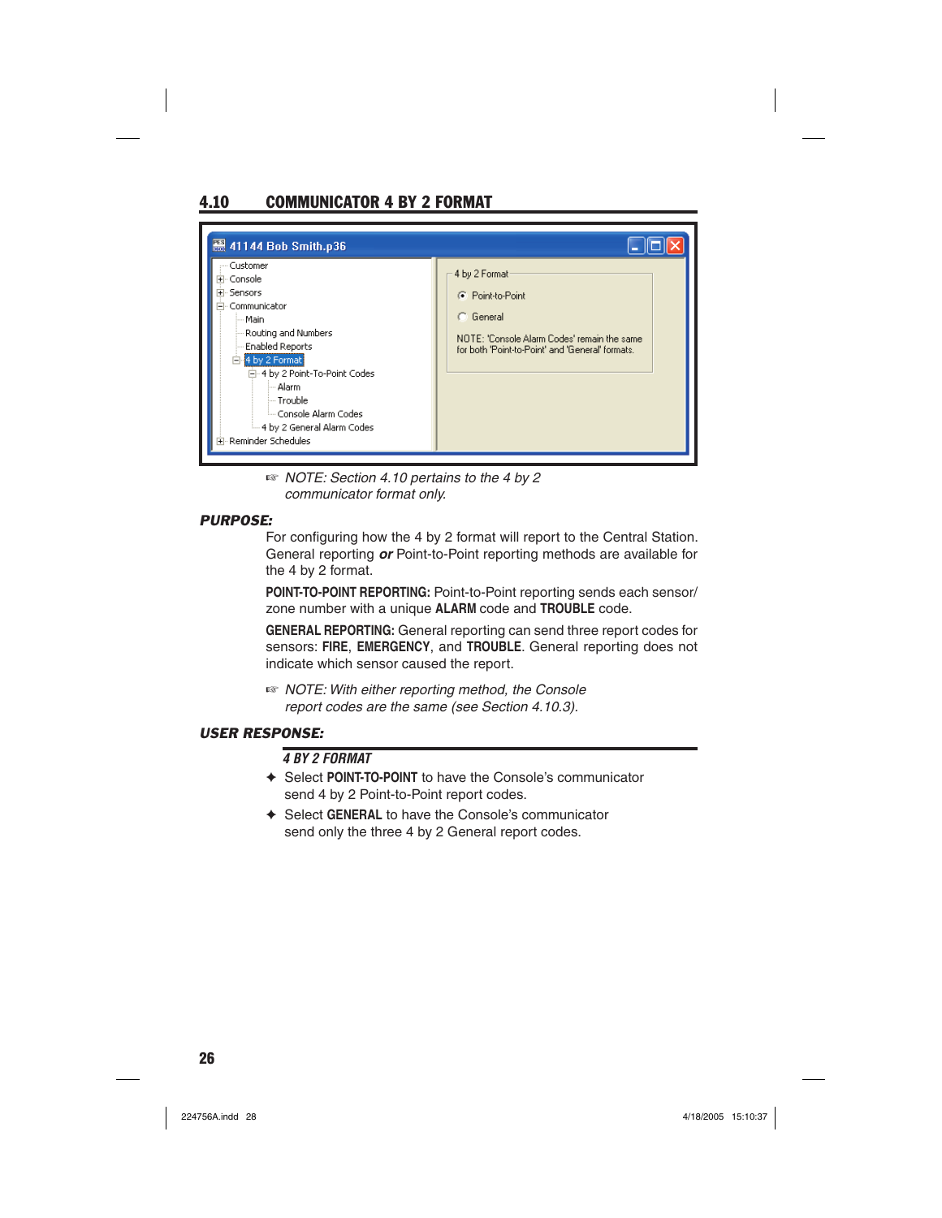## 4.10 COMMUNICATOR 4 BY 2 FORMAT

☞ *NOTE: Section 4.10 pertains to the 4 by 2 communicator format only.*

***PURPOSE:***

For configuring how the 4 by 2 format will report to the Central Station. General reporting ***or*** Point-to-Point reporting methods are available for the 4 by 2 format.

**POINT-TO-POINT REPORTING:** Point-to-Point reporting sends each sensor/zone number with a unique **ALARM** code and **TROUBLE** code.

**GENERAL REPORTING:** General reporting can send three report codes for sensors: **FIRE**, **EMERGENCY**, and **TROUBLE**. General reporting does not indicate which sensor caused the report.

☞ *NOTE: With either reporting method, the Console report codes are the same (see Section 4.10.3).*

***USER RESPONSE:***

***4 BY 2 FORMAT***

- ✦ Select **POINT-TO-POINT** to have the Console's communicator send 4 by 2 Point-to-Point report codes.
- ✦ Select **GENERAL** to have the Console's communicator send only the three 4 by 2 General report codes.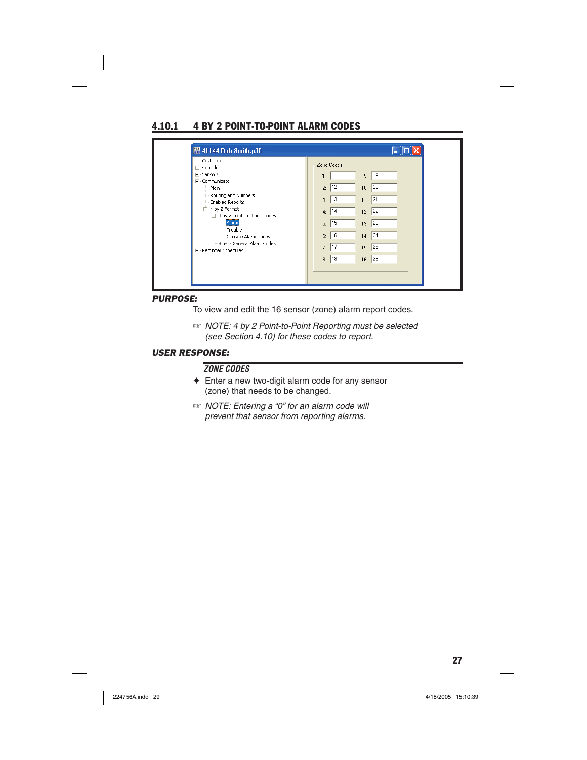## 4.10.1 4 BY 2 POINT-TO-POINT ALARM CODES

***PURPOSE:***

To view and edit the 16 sensor (zone) alarm report codes.

☞ *NOTE: 4 by 2 Point-to-Point Reporting must be selected (see Section 4.10) for these codes to report.*

***USER RESPONSE:***

***ZONE CODES***

✦ Enter a new two-digit alarm code for any sensor (zone) that needs to be changed.

☞ *NOTE: Entering a "0" for an alarm code will prevent that sensor from reporting alarms.*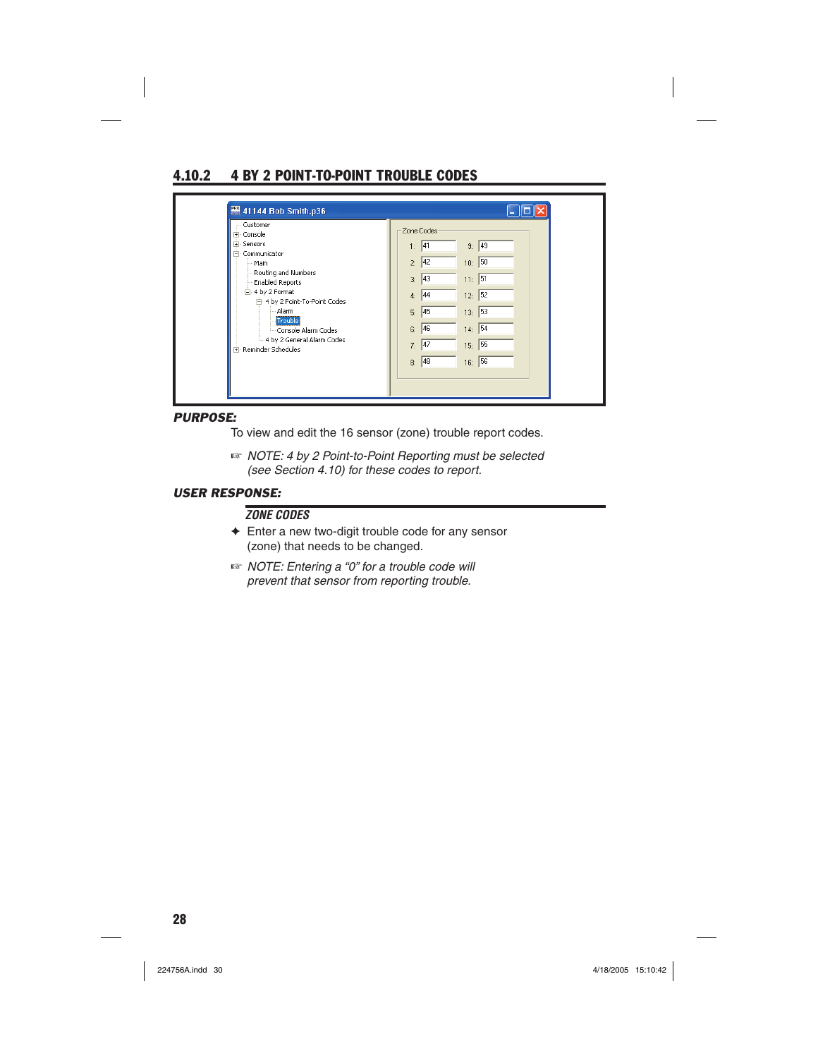## 4.10.2 4 BY 2 POINT-TO-POINT TROUBLE CODES

***PURPOSE:***

To view and edit the 16 sensor (zone) trouble report codes.

☞ *NOTE: 4 by 2 Point-to-Point Reporting must be selected (see Section 4.10) for these codes to report.*

***USER RESPONSE:***

***ZONE CODES***

✦ Enter a new two-digit trouble code for any sensor (zone) that needs to be changed.

☞ *NOTE: Entering a "0" for a trouble code will prevent that sensor from reporting trouble.*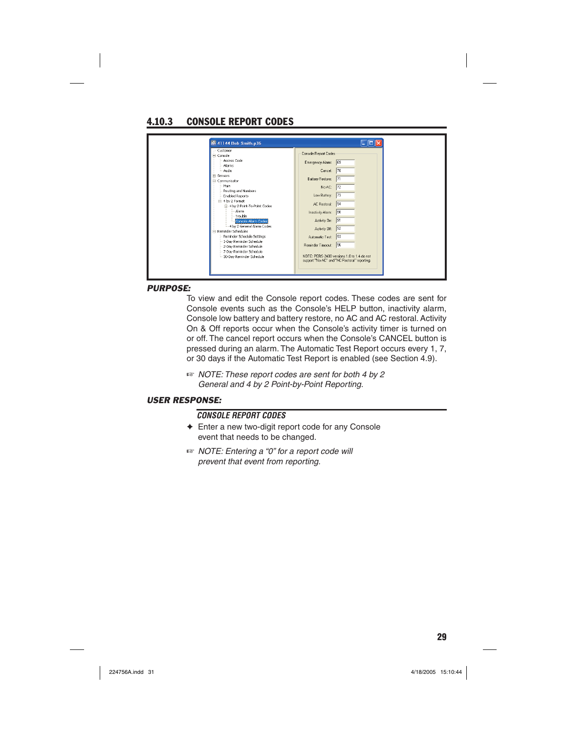## 4.10.3 CONSOLE REPORT CODES

***PURPOSE:***

To view and edit the Console report codes. These codes are sent for Console events such as the Console's HELP button, inactivity alarm, Console low battery and battery restore, no AC and AC restoral. Activity On & Off reports occur when the Console's activity timer is turned on or off. The cancel report occurs when the Console's CANCEL button is pressed during an alarm. The Automatic Test Report occurs every 1, 7, or 30 days if the Automatic Test Report is enabled (see Section 4.9).

☞ *NOTE: These report codes are sent for both 4 by 2 General and 4 by 2 Point-by-Point Reporting.*

***USER RESPONSE:***

***CONSOLE REPORT CODES***

✦ Enter a new two-digit report code for any Console event that needs to be changed.

☞ *NOTE: Entering a "0" for a report code will prevent that event from reporting.*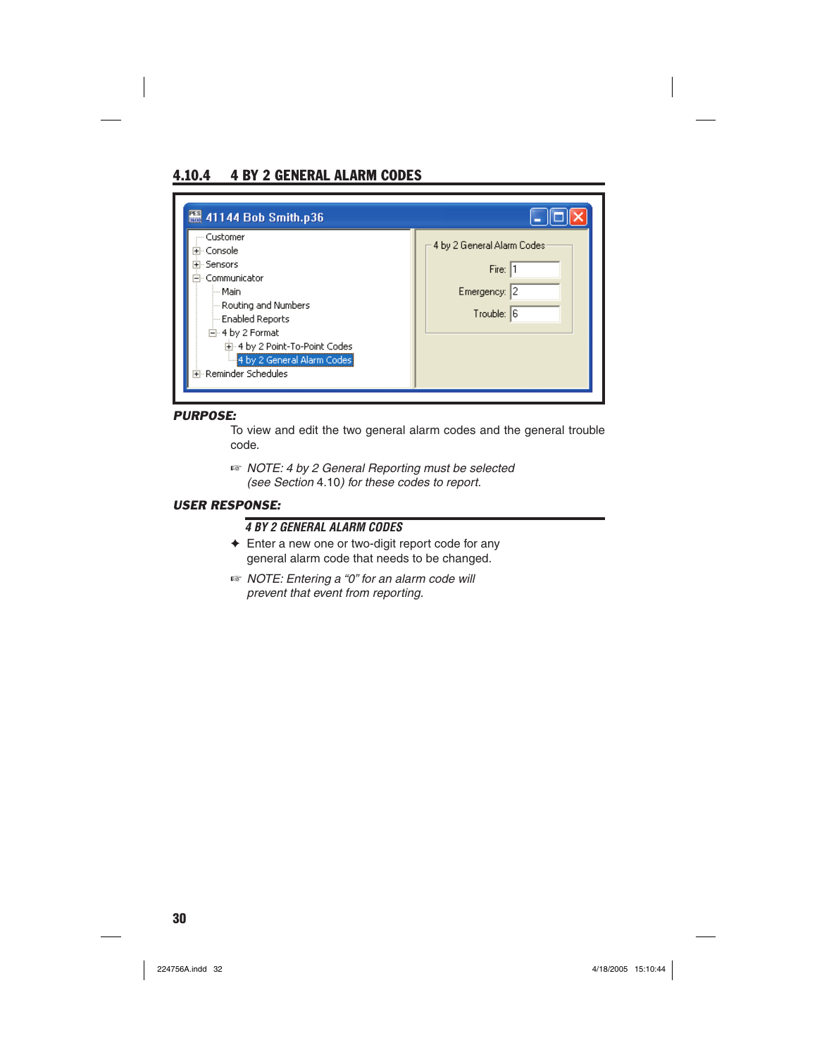## 4.10.4 4 BY 2 GENERAL ALARM CODES

**PURPOSE:**

To view and edit the two general alarm codes and the general trouble code.

☞ *NOTE: 4 by 2 General Reporting must be selected (see Section* 4.10*) for these codes to report.*

**USER RESPONSE:**

***4 BY 2 GENERAL ALARM CODES***

✦ Enter a new one or two-digit report code for any general alarm code that needs to be changed.

☞ *NOTE: Entering a "0" for an alarm code will prevent that event from reporting.*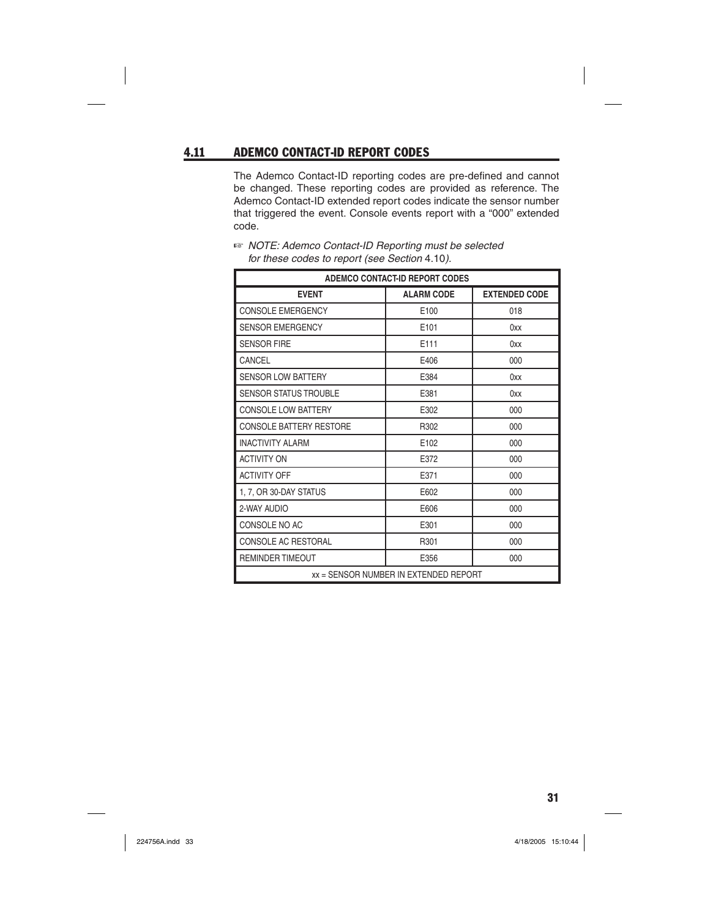## 4.11 ADEMCO CONTACT-ID REPORT CODES

The Ademco Contact-ID reporting codes are pre-defined and cannot be changed. These reporting codes are provided as reference. The Ademco Contact-ID extended report codes indicate the sensor number that triggered the event. Console events report with a "000" extended code.

☞ *NOTE: Ademco Contact-ID Reporting must be selected for these codes to report (see Section 4.10).*

| ADEMCO CONTACT-ID REPORT CODES | | |
|---|---|---|
| **EVENT** | **ALARM CODE** | **EXTENDED CODE** |
| CONSOLE EMERGENCY | E100 | 018 |
| SENSOR EMERGENCY | E101 | 0xx |
| SENSOR FIRE | E111 | 0xx |
| CANCEL | E406 | 000 |
| SENSOR LOW BATTERY | E384 | 0xx |
| SENSOR STATUS TROUBLE | E381 | 0xx |
| CONSOLE LOW BATTERY | E302 | 000 |
| CONSOLE BATTERY RESTORE | R302 | 000 |
| INACTIVITY ALARM | E102 | 000 |
| ACTIVITY ON | E372 | 000 |
| ACTIVITY OFF | E371 | 000 |
| 1, 7, OR 30-DAY STATUS | E602 | 000 |
| 2-WAY AUDIO | E606 | 000 |
| CONSOLE NO AC | E301 | 000 |
| CONSOLE AC RESTORAL | R301 | 000 |
| REMINDER TIMEOUT | E356 | 000 |
| xx = SENSOR NUMBER IN EXTENDED REPORT | | |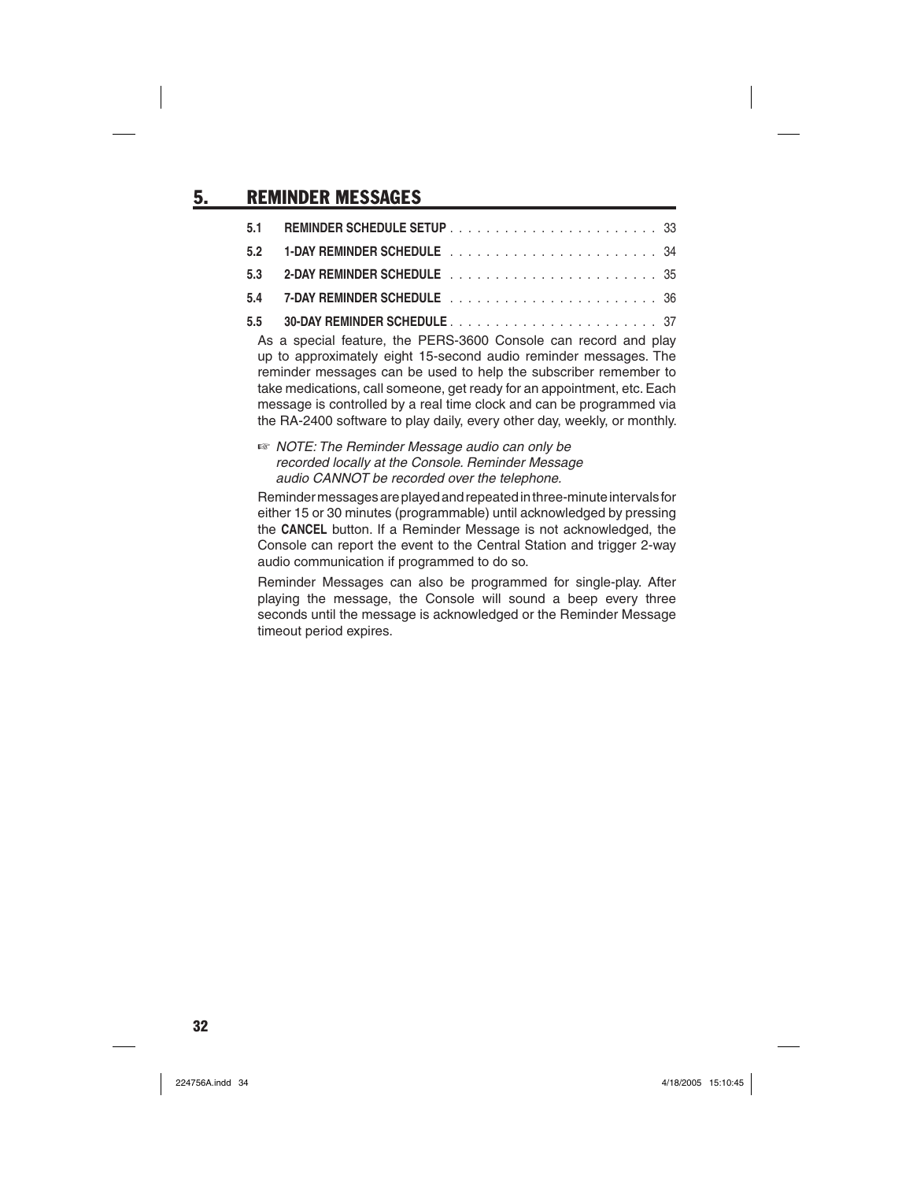# 5. REMINDER MESSAGES

| | | |
|---|---|---|
| **5.1** | **REMINDER SCHEDULE SETUP** | 33 |
| **5.2** | **1-DAY REMINDER SCHEDULE** | 34 |
| **5.3** | **2-DAY REMINDER SCHEDULE** | 35 |
| **5.4** | **7-DAY REMINDER SCHEDULE** | 36 |
| **5.5** | **30-DAY REMINDER SCHEDULE** | 37 |

As a special feature, the PERS-3600 Console can record and play up to approximately eight 15-second audio reminder messages. The reminder messages can be used to help the subscriber remember to take medications, call someone, get ready for an appointment, etc. Each message is controlled by a real time clock and can be programmed via the RA-2400 software to play daily, every other day, weekly, or monthly.

☞ *NOTE: The Reminder Message audio can only be recorded locally at the Console. Reminder Message audio CANNOT be recorded over the telephone.*

Reminder messages are played and repeated in three-minute intervals for either 15 or 30 minutes (programmable) until acknowledged by pressing the **CANCEL** button. If a Reminder Message is not acknowledged, the Console can report the event to the Central Station and trigger 2-way audio communication if programmed to do so.

Reminder Messages can also be programmed for single-play. After playing the message, the Console will sound a beep every three seconds until the message is acknowledged or the Reminder Message timeout period expires.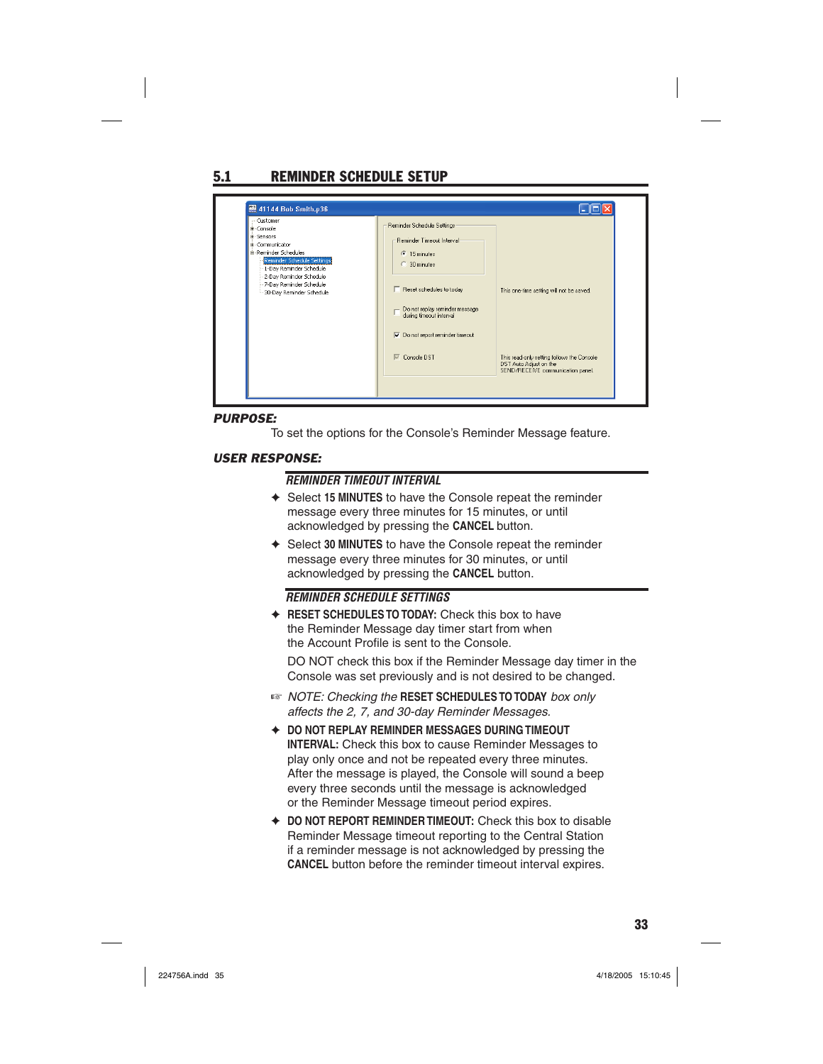## 5.1 REMINDER SCHEDULE SETUP

***PURPOSE:***

To set the options for the Console's Reminder Message feature.

***USER RESPONSE:***

***REMINDER TIMEOUT INTERVAL***

- Select **15 MINUTES** to have the Console repeat the reminder message every three minutes for 15 minutes, or until acknowledged by pressing the **CANCEL** button.
- Select **30 MINUTES** to have the Console repeat the reminder message every three minutes for 30 minutes, or until acknowledged by pressing the **CANCEL** button.

***REMINDER SCHEDULE SETTINGS***

- **RESET SCHEDULES TO TODAY:** Check this box to have the Reminder Message day timer start from when the Account Profile is sent to the Console.

  DO NOT check this box if the Reminder Message day timer in the Console was set previously and is not desired to be changed.

☞ *NOTE: Checking the* **RESET SCHEDULES TO TODAY** *box only affects the 2, 7, and 30-day Reminder Messages.*

- **DO NOT REPLAY REMINDER MESSAGES DURING TIMEOUT INTERVAL:** Check this box to cause Reminder Messages to play only once and not be repeated every three minutes. After the message is played, the Console will sound a beep every three seconds until the message is acknowledged or the Reminder Message timeout period expires.
- **DO NOT REPORT REMINDER TIMEOUT:** Check this box to disable Reminder Message timeout reporting to the Central Station if a reminder message is not acknowledged by pressing the **CANCEL** button before the reminder timeout interval expires.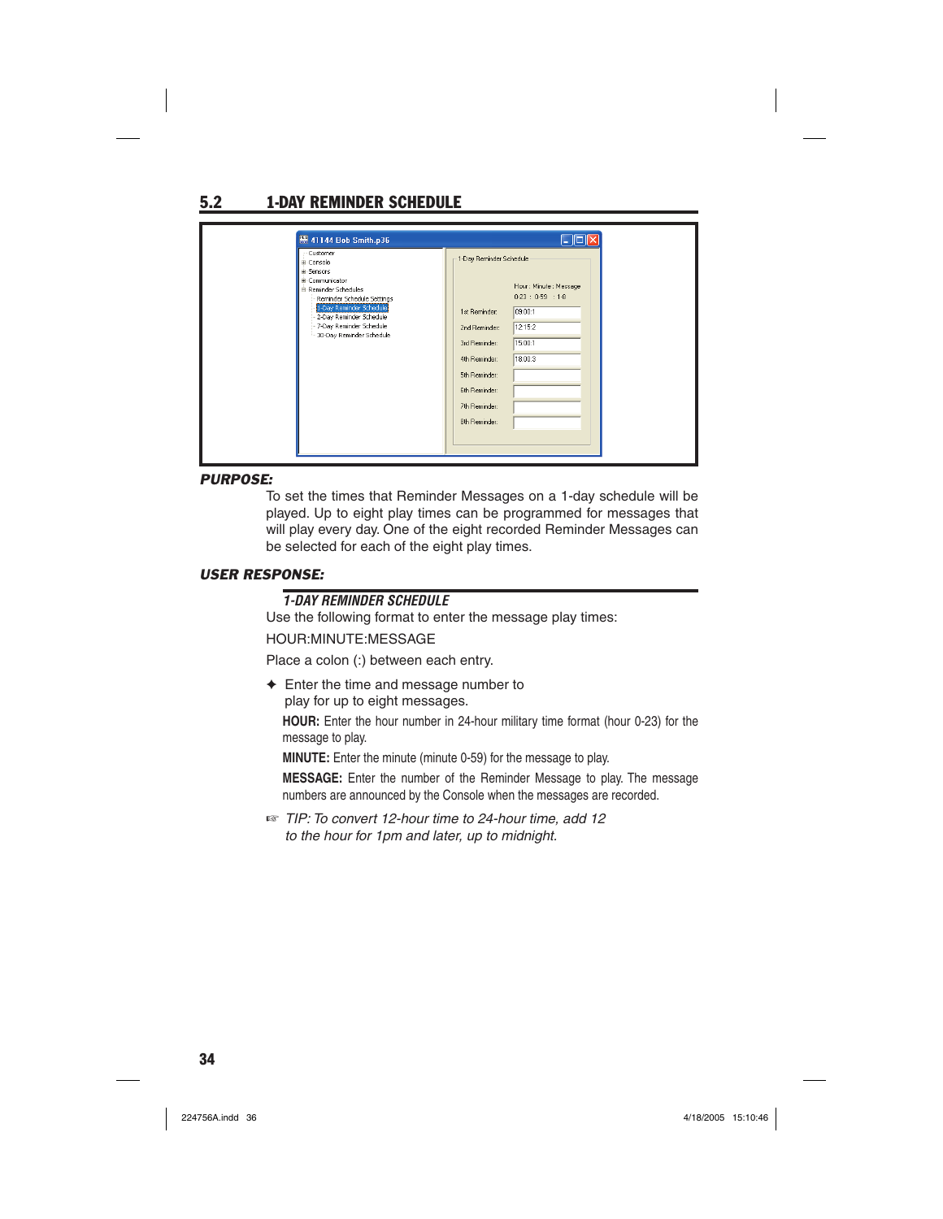## 5.2 1-DAY REMINDER SCHEDULE

***PURPOSE:***

To set the times that Reminder Messages on a 1-day schedule will be played. Up to eight play times can be programmed for messages that will play every day. One of the eight recorded Reminder Messages can be selected for each of the eight play times.

***USER RESPONSE:***

***1-DAY REMINDER SCHEDULE***

Use the following format to enter the message play times:

HOUR:MINUTE:MESSAGE

Place a colon (:) between each entry.

✦ Enter the time and message number to play for up to eight messages.

**HOUR:** Enter the hour number in 24-hour military time format (hour 0-23) for the message to play.

**MINUTE:** Enter the minute (minute 0-59) for the message to play.

**MESSAGE:** Enter the number of the Reminder Message to play. The message numbers are announced by the Console when the messages are recorded.

☞ *TIP: To convert 12-hour time to 24-hour time, add 12 to the hour for 1pm and later, up to midnight.*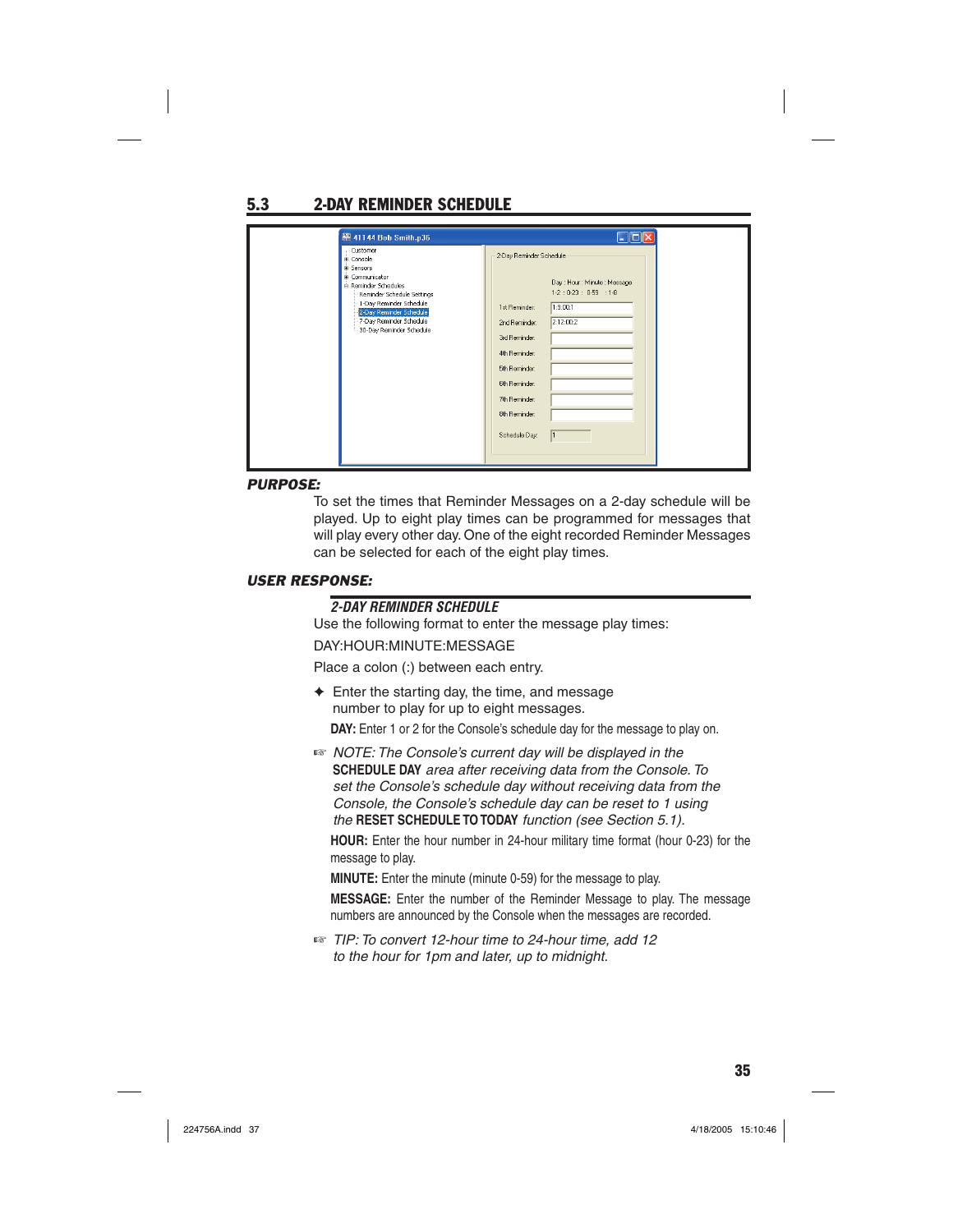## 5.3 2-DAY REMINDER SCHEDULE

***PURPOSE:***

To set the times that Reminder Messages on a 2-day schedule will be played. Up to eight play times can be programmed for messages that will play every other day. One of the eight recorded Reminder Messages can be selected for each of the eight play times.

***USER RESPONSE:***

***2-DAY REMINDER SCHEDULE***

Use the following format to enter the message play times:

DAY:HOUR:MINUTE:MESSAGE

Place a colon (:) between each entry.

✦ Enter the starting day, the time, and message number to play for up to eight messages.

**DAY:** Enter 1 or 2 for the Console's schedule day for the message to play on.

☞ *NOTE: The Console's current day will be displayed in the* **SCHEDULE DAY** *area after receiving data from the Console. To set the Console's schedule day without receiving data from the Console, the Console's schedule day can be reset to 1 using the* **RESET SCHEDULE TO TODAY** *function (see Section 5.1).*

**HOUR:** Enter the hour number in 24-hour military time format (hour 0-23) for the message to play.

**MINUTE:** Enter the minute (minute 0-59) for the message to play.

**MESSAGE:** Enter the number of the Reminder Message to play. The message numbers are announced by the Console when the messages are recorded.

☞ *TIP: To convert 12-hour time to 24-hour time, add 12 to the hour for 1pm and later, up to midnight.*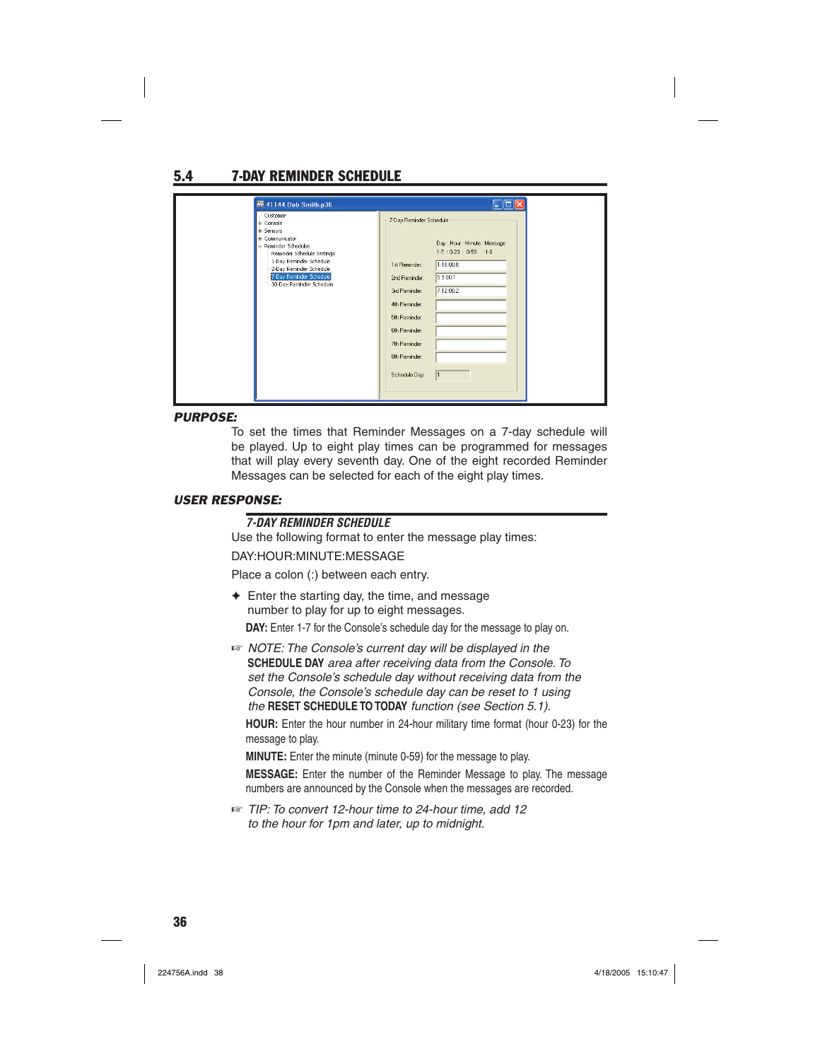## 5.4 7-DAY REMINDER SCHEDULE

***PURPOSE:***

To set the times that Reminder Messages on a 7-day schedule will be played. Up to eight play times can be programmed for messages that will play every seventh day. One of the eight recorded Reminder Messages can be selected for each of the eight play times.

***USER RESPONSE:***

***7-DAY REMINDER SCHEDULE***

Use the following format to enter the message play times:

DAY:HOUR:MINUTE:MESSAGE

Place a colon (:) between each entry.

✦ Enter the starting day, the time, and message number to play for up to eight messages.

**DAY:** Enter 1-7 for the Console's schedule day for the message to play on.

☞ *NOTE: The Console's current day will be displayed in the* **SCHEDULE DAY** *area after receiving data from the Console. To set the Console's schedule day without receiving data from the Console, the Console's schedule day can be reset to 1 using the* **RESET SCHEDULE TO TODAY** *function (see Section 5.1).*

**HOUR:** Enter the hour number in 24-hour military time format (hour 0-23) for the message to play.

**MINUTE:** Enter the minute (minute 0-59) for the message to play.

**MESSAGE:** Enter the number of the Reminder Message to play. The message numbers are announced by the Console when the messages are recorded.

☞ *TIP: To convert 12-hour time to 24-hour time, add 12 to the hour for 1pm and later, up to midnight.*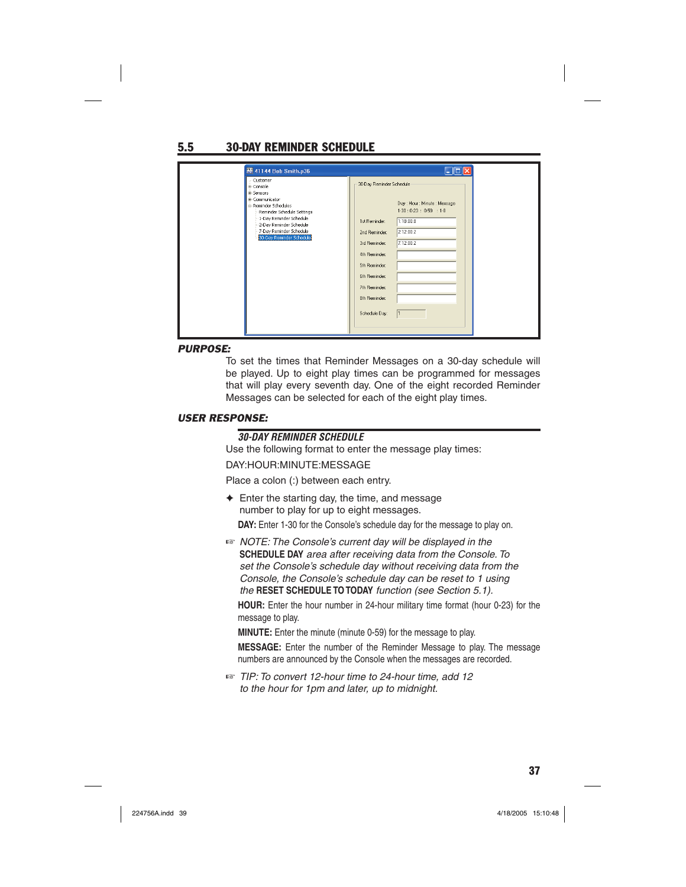## 5.5 30-DAY REMINDER SCHEDULE

***PURPOSE:***

To set the times that Reminder Messages on a 30-day schedule will be played. Up to eight play times can be programmed for messages that will play every seventh day. One of the eight recorded Reminder Messages can be selected for each of the eight play times.

***USER RESPONSE:***

***30-DAY REMINDER SCHEDULE***

Use the following format to enter the message play times:

DAY:HOUR:MINUTE:MESSAGE

Place a colon (:) between each entry.

✦ Enter the starting day, the time, and message number to play for up to eight messages.

**DAY:** Enter 1-30 for the Console's schedule day for the message to play on.

☞ *NOTE: The Console's current day will be displayed in the* **SCHEDULE DAY** *area after receiving data from the Console. To set the Console's schedule day without receiving data from the Console, the Console's schedule day can be reset to 1 using the* **RESET SCHEDULE TO TODAY** *function (see Section 5.1).*

**HOUR:** Enter the hour number in 24-hour military time format (hour 0-23) for the message to play.

**MINUTE:** Enter the minute (minute 0-59) for the message to play.

**MESSAGE:** Enter the number of the Reminder Message to play. The message numbers are announced by the Console when the messages are recorded.

☞ *TIP: To convert 12-hour time to 24-hour time, add 12 to the hour for 1pm and later, up to midnight.*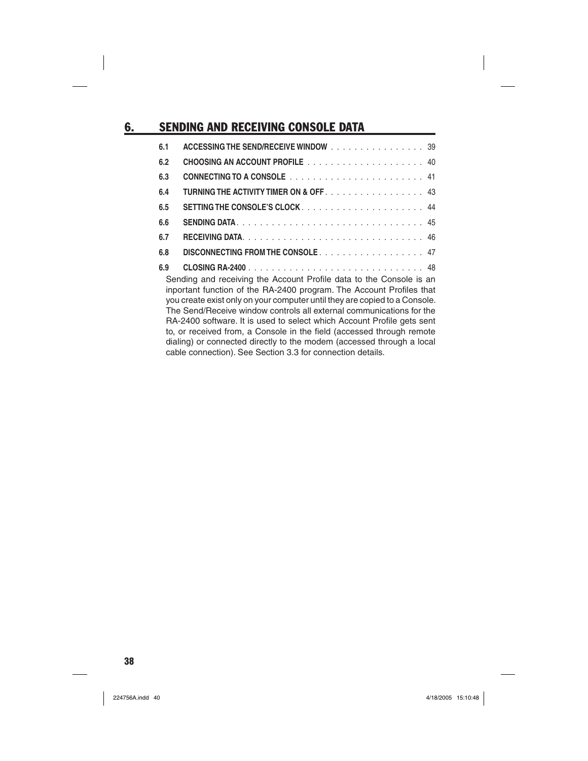# 6. SENDING AND RECEIVING CONSOLE DATA

| | | |
|---|---|---|
| 6.1 | ACCESSING THE SEND/RECEIVE WINDOW | 39 |
| 6.2 | CHOOSING AN ACCOUNT PROFILE | 40 |
| 6.3 | CONNECTING TO A CONSOLE | 41 |
| 6.4 | TURNING THE ACTIVITY TIMER ON & OFF | 43 |
| 6.5 | SETTING THE CONSOLE'S CLOCK | 44 |
| 6.6 | SENDING DATA | 45 |
| 6.7 | RECEIVING DATA | 46 |
| 6.8 | DISCONNECTING FROM THE CONSOLE | 47 |
| 6.9 | CLOSING RA-2400 | 48 |

Sending and receiving the Account Profile data to the Console is an inportant function of the RA-2400 program. The Account Profiles that you create exist only on your computer until they are copied to a Console. The Send/Receive window controls all external communications for the RA-2400 software. It is used to select which Account Profile gets sent to, or received from, a Console in the field (accessed through remote dialing) or connected directly to the modem (accessed through a local cable connection). See Section 3.3 for connection details.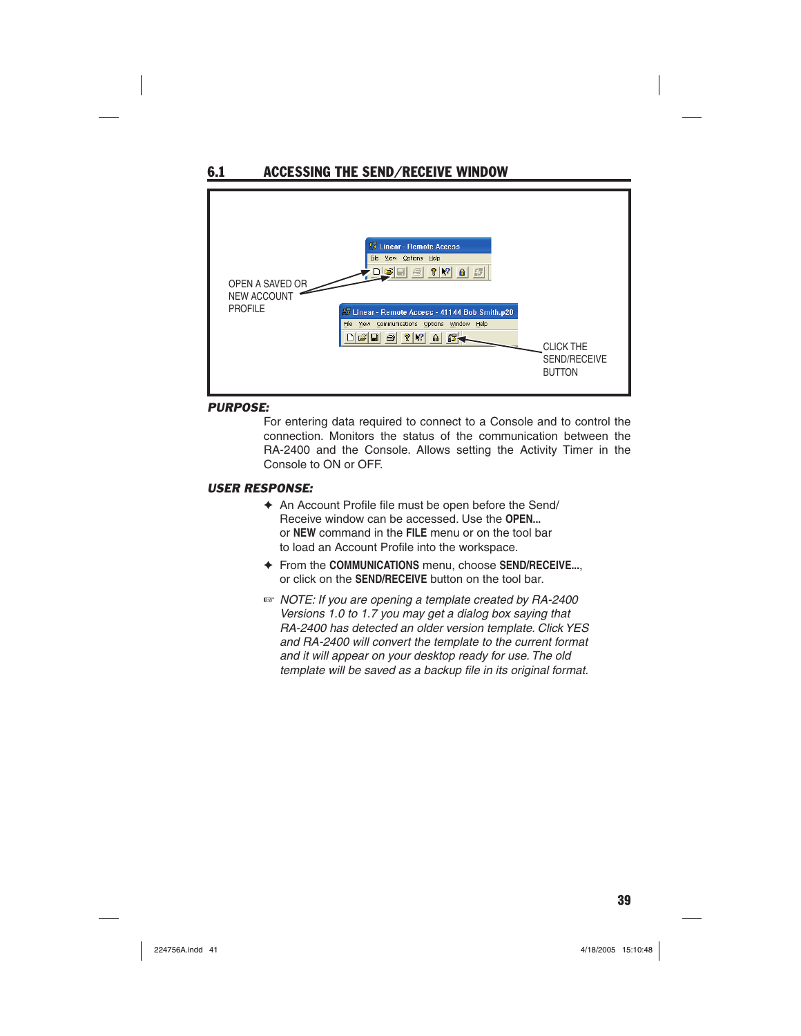## 6.1 ACCESSING THE SEND/RECEIVE WINDOW

OPEN A SAVED OR NEW ACCOUNT PROFILE

CLICK THE SEND/RECEIVE BUTTON

***PURPOSE:***

For entering data required to connect to a Console and to control the connection. Monitors the status of the communication between the RA-2400 and the Console. Allows setting the Activity Timer in the Console to ON or OFF.

***USER RESPONSE:***

- ✦ An Account Profile file must be open before the Send/Receive window can be accessed. Use the **OPEN...** or **NEW** command in the **FILE** menu or on the tool bar to load an Account Profile into the workspace.
- ✦ From the **COMMUNICATIONS** menu, choose **SEND/RECEIVE...**, or click on the **SEND/RECEIVE** button on the tool bar.

☞ *NOTE: If you are opening a template created by RA-2400 Versions 1.0 to 1.7 you may get a dialog box saying that RA-2400 has detected an older version template. Click YES and RA-2400 will convert the template to the current format and it will appear on your desktop ready for use. The old template will be saved as a backup file in its original format.*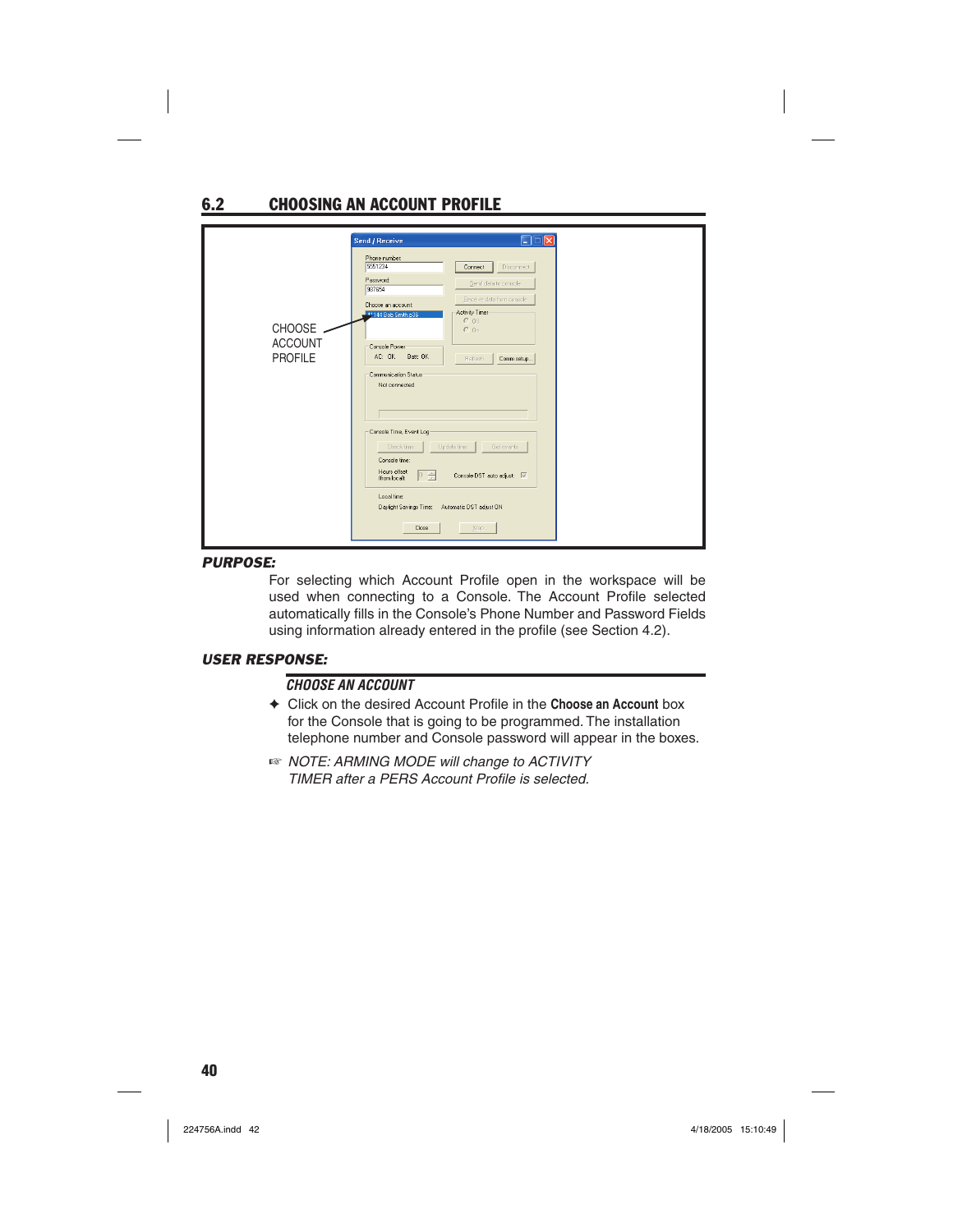## 6.2 CHOOSING AN ACCOUNT PROFILE

CHOOSE ACCOUNT PROFILE

***PURPOSE:***

For selecting which Account Profile open in the workspace will be used when connecting to a Console. The Account Profile selected automatically fills in the Console's Phone Number and Password Fields using information already entered in the profile (see Section 4.2).

***USER RESPONSE:***

***CHOOSE AN ACCOUNT***

✦ Click on the desired Account Profile in the **Choose an Account** box for the Console that is going to be programmed. The installation telephone number and Console password will appear in the boxes.

☞ *NOTE: ARMING MODE will change to ACTIVITY TIMER after a PERS Account Profile is selected.*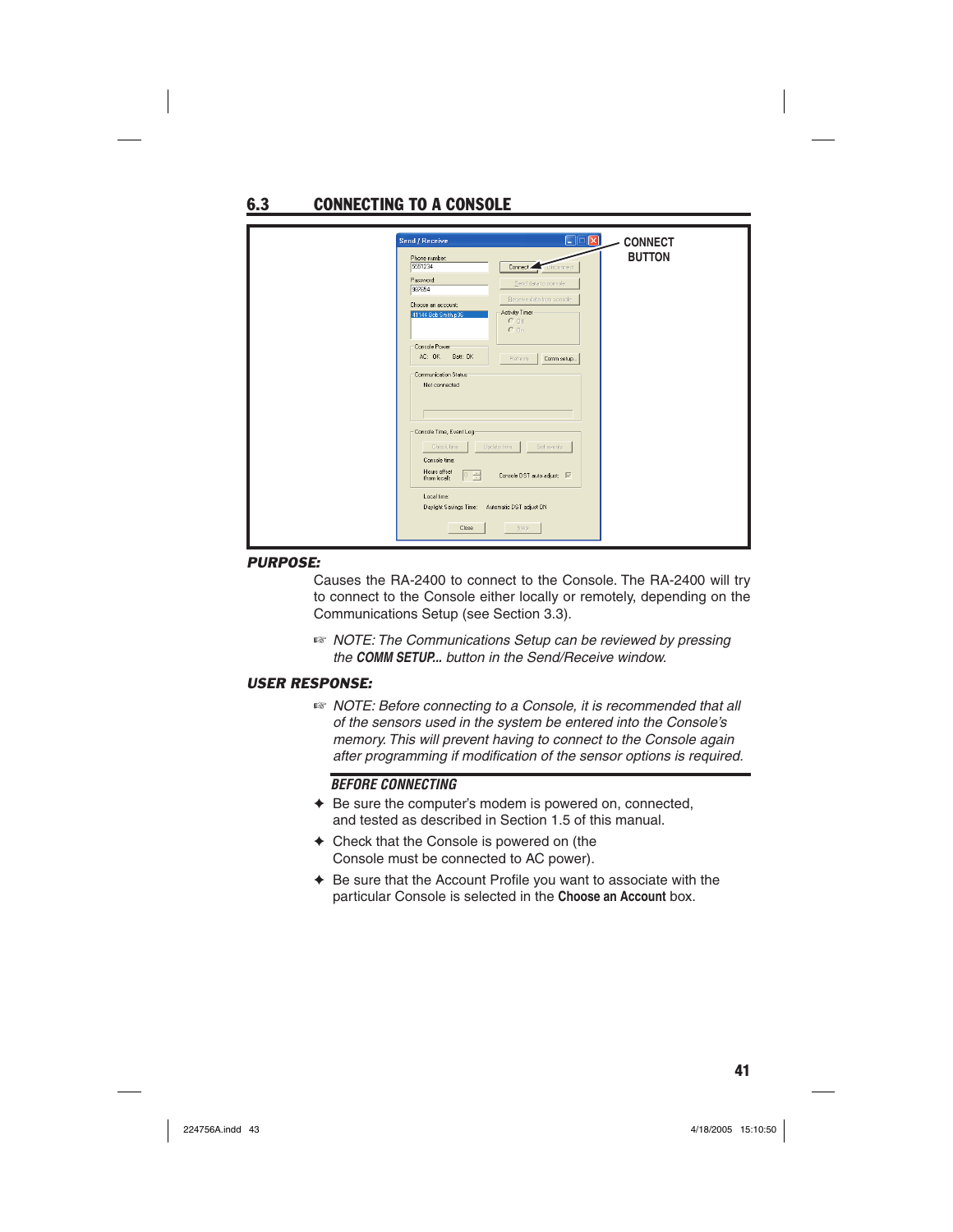## 6.3 CONNECTING TO A CONSOLE

CONNECT BUTTON

***PURPOSE:***

Causes the RA-2400 to connect to the Console. The RA-2400 will try to connect to the Console either locally or remotely, depending on the Communications Setup (see Section 3.3).

☞ *NOTE: The Communications Setup can be reviewed by pressing the **COMM SETUP...** button in the Send/Receive window.*

***USER RESPONSE:***

☞ *NOTE: Before connecting to a Console, it is recommended that all of the sensors used in the system be entered into the Console's memory. This will prevent having to connect to the Console again after programming if modification of the sensor options is required.*

***BEFORE CONNECTING***

- ✦ Be sure the computer's modem is powered on, connected, and tested as described in Section 1.5 of this manual.
- ✦ Check that the Console is powered on (the Console must be connected to AC power).
- ✦ Be sure that the Account Profile you want to associate with the particular Console is selected in the **Choose an Account** box.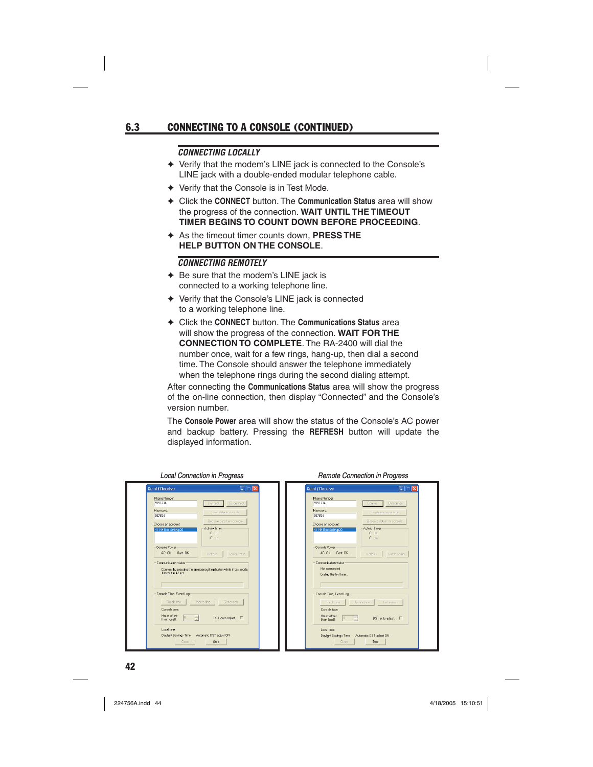## 6.3 CONNECTING TO A CONSOLE (CONTINUED)

### *CONNECTING LOCALLY*

- ✦ Verify that the modem's LINE jack is connected to the Console's LINE jack with a double-ended modular telephone cable.
- ✦ Verify that the Console is in Test Mode.
- ✦ Click the **CONNECT** button. The **Communication Status** area will show the progress of the connection. **WAIT UNTIL THE TIMEOUT TIMER BEGINS TO COUNT DOWN BEFORE PROCEEDING**.
- ✦ As the timeout timer counts down, **PRESS THE HELP BUTTON ON THE CONSOLE**.

### *CONNECTING REMOTELY*

- ✦ Be sure that the modem's LINE jack is connected to a working telephone line.
- ✦ Verify that the Console's LINE jack is connected to a working telephone line.
- ✦ Click the **CONNECT** button. The **Communications Status** area will show the progress of the connection. **WAIT FOR THE CONNECTION TO COMPLETE**. The RA-2400 will dial the number once, wait for a few rings, hang-up, then dial a second time. The Console should answer the telephone immediately when the telephone rings during the second dialing attempt.

After connecting the **Communications Status** area will show the progress of the on-line connection, then display "Connected" and the Console's version number.

The **Console Power** area will show the status of the Console's AC power and backup battery. Pressing the **REFRESH** button will update the displayed information.

*Local Connection in Progress*

*Remote Connection in Progress*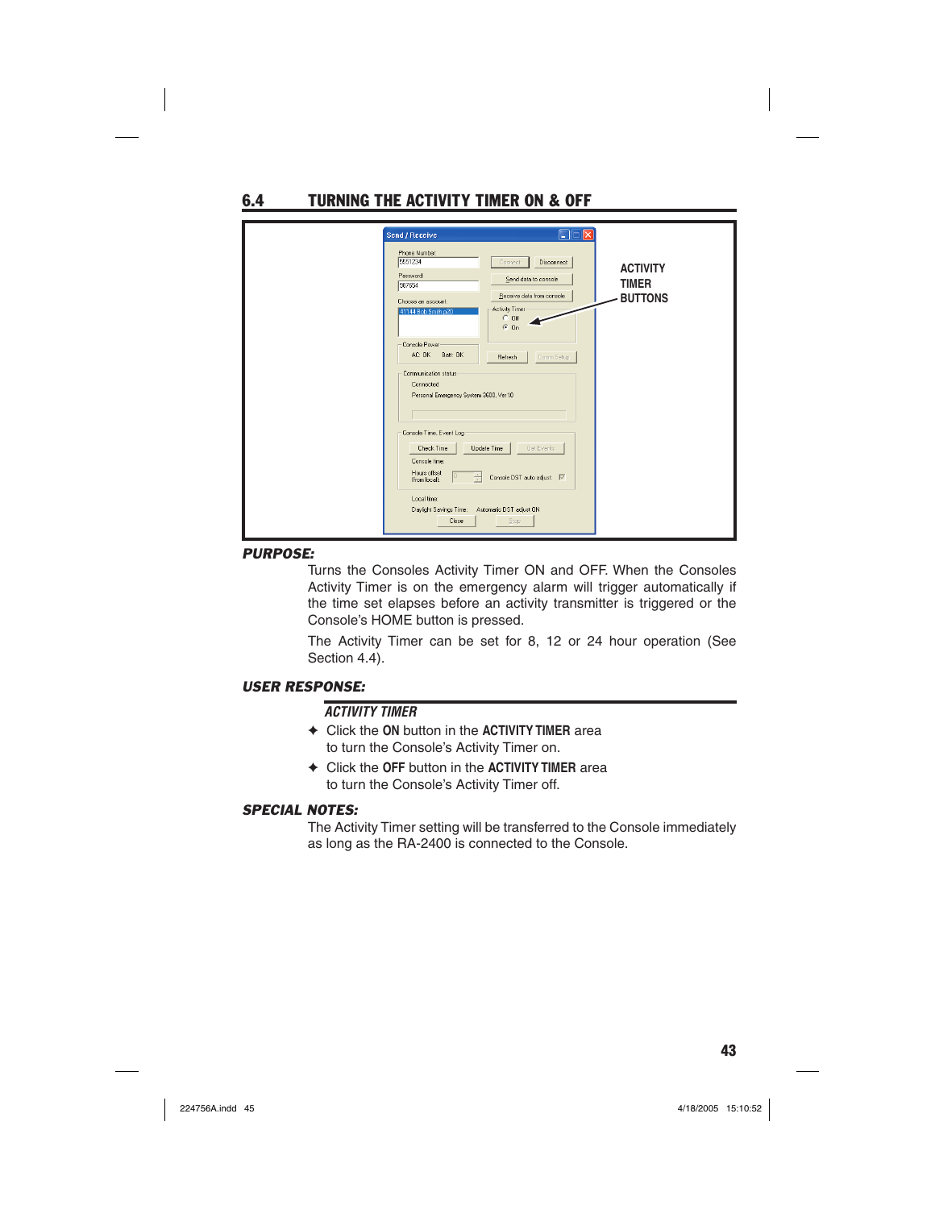## 6.4 TURNING THE ACTIVITY TIMER ON & OFF

ACTIVITY TIMER BUTTONS

***PURPOSE:***

Turns the Consoles Activity Timer ON and OFF. When the Consoles Activity Timer is on the emergency alarm will trigger automatically if the time set elapses before an activity transmitter is triggered or the Console's HOME button is pressed.

The Activity Timer can be set for 8, 12 or 24 hour operation (See Section 4.4).

***USER RESPONSE:***

***ACTIVITY TIMER***

- ✦ Click the **ON** button in the **ACTIVITY TIMER** area to turn the Console's Activity Timer on.
- ✦ Click the **OFF** button in the **ACTIVITY TIMER** area to turn the Console's Activity Timer off.

***SPECIAL NOTES:***

The Activity Timer setting will be transferred to the Console immediately as long as the RA-2400 is connected to the Console.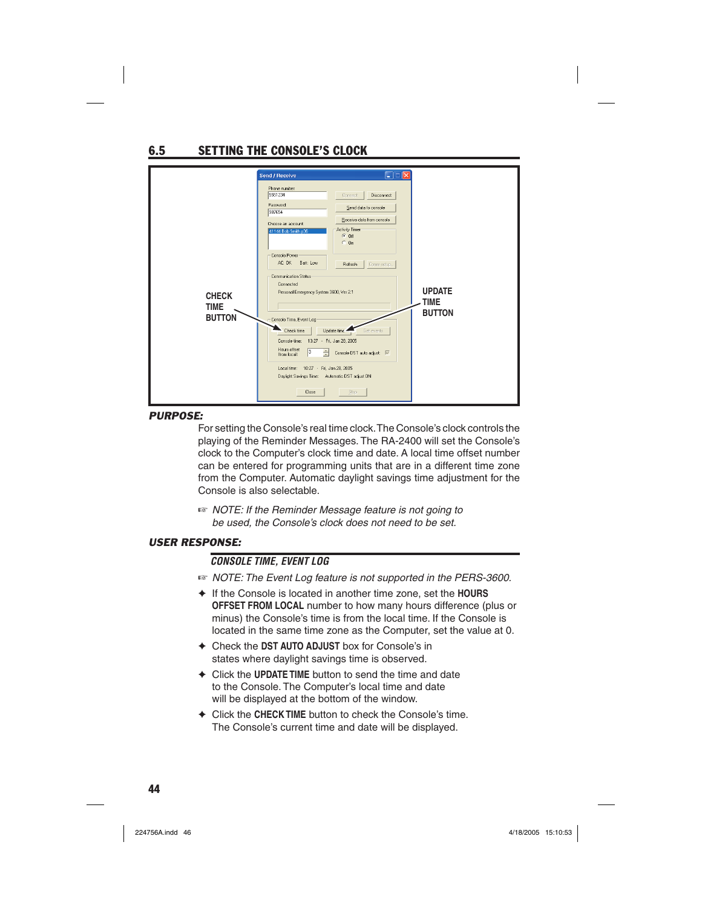## 6.5 SETTING THE CONSOLE'S CLOCK

CHECK TIME BUTTON

UPDATE TIME BUTTON

***PURPOSE:***

For setting the Console's real time clock. The Console's clock controls the playing of the Reminder Messages. The RA-2400 will set the Console's clock to the Computer's clock time and date. A local time offset number can be entered for programming units that are in a different time zone from the Computer. Automatic daylight savings time adjustment for the Console is also selectable.

☞ *NOTE: If the Reminder Message feature is not going to be used, the Console's clock does not need to be set.*

***USER RESPONSE:***

***CONSOLE TIME, EVENT LOG***

☞ *NOTE: The Event Log feature is not supported in the PERS-3600.*

- ✦ If the Console is located in another time zone, set the **HOURS OFFSET FROM LOCAL** number to how many hours difference (plus or minus) the Console's time is from the local time. If the Console is located in the same time zone as the Computer, set the value at 0.
- ✦ Check the **DST AUTO ADJUST** box for Console's in states where daylight savings time is observed.
- ✦ Click the **UPDATE TIME** button to send the time and date to the Console. The Computer's local time and date will be displayed at the bottom of the window.
- ✦ Click the **CHECK TIME** button to check the Console's time. The Console's current time and date will be displayed.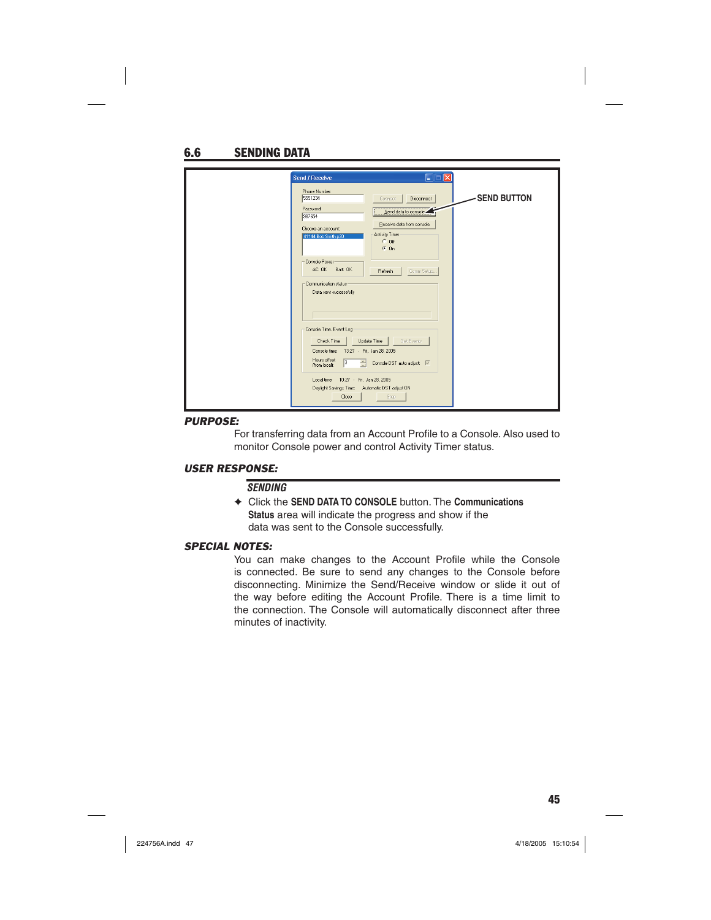## 6.6 SENDING DATA

SEND BUTTON

***PURPOSE:***

For transferring data from an Account Profile to a Console. Also used to monitor Console power and control Activity Timer status.

***USER RESPONSE:***

*SENDING*

✦ Click the **SEND DATA TO CONSOLE** button. The **Communications Status** area will indicate the progress and show if the data was sent to the Console successfully.

***SPECIAL NOTES:***

You can make changes to the Account Profile while the Console is connected. Be sure to send any changes to the Console before disconnecting. Minimize the Send/Receive window or slide it out of the way before editing the Account Profile. There is a time limit to the connection. The Console will automatically disconnect after three minutes of inactivity.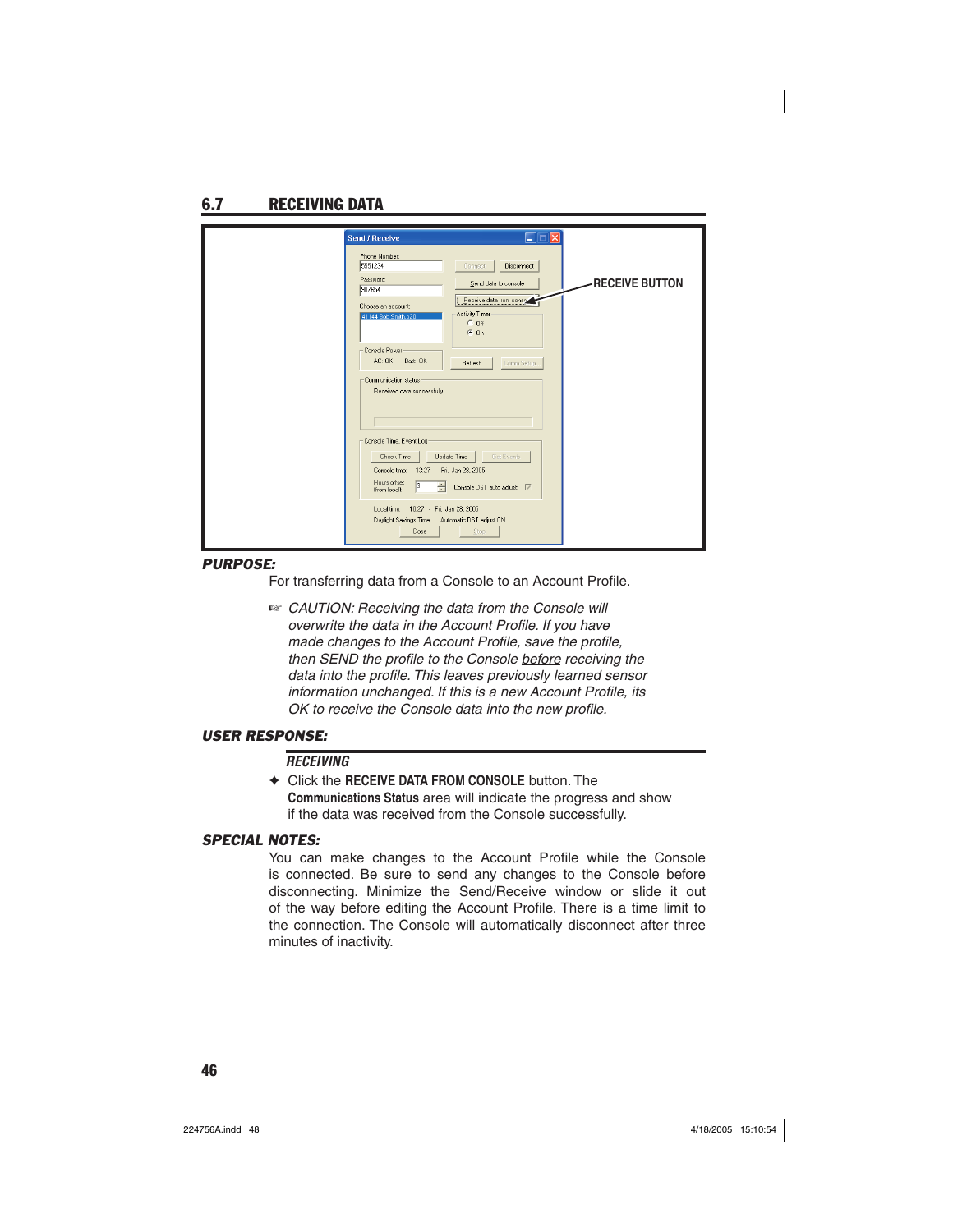## 6.7 RECEIVING DATA

RECEIVE BUTTON

***PURPOSE:***

For transferring data from a Console to an Account Profile.

☞ *CAUTION: Receiving the data from the Console will overwrite the data in the Account Profile. If you have made changes to the Account Profile, save the profile, then SEND the profile to the Console <u>before</u> receiving the data into the profile. This leaves previously learned sensor information unchanged. If this is a new Account Profile, its OK to receive the Console data into the new profile.*

***USER RESPONSE:***

***RECEIVING***

✦ Click the **RECEIVE DATA FROM CONSOLE** button. The **Communications Status** area will indicate the progress and show if the data was received from the Console successfully.

***SPECIAL NOTES:***

You can make changes to the Account Profile while the Console is connected. Be sure to send any changes to the Console before disconnecting. Minimize the Send/Receive window or slide it out of the way before editing the Account Profile. There is a time limit to the connection. The Console will automatically disconnect after three minutes of inactivity.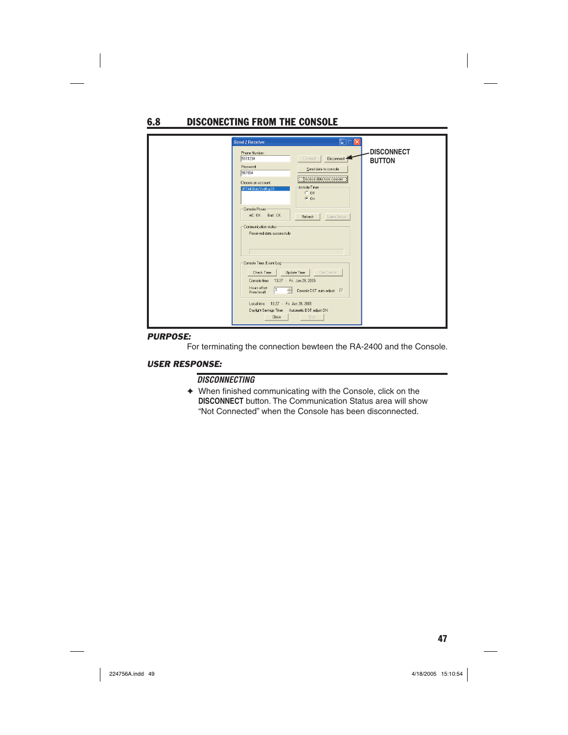## 6.8 DISCONECTING FROM THE CONSOLE

DISCONNECT BUTTON

***PURPOSE:***

For terminating the connection bewteen the RA-2400 and the Console.

***USER RESPONSE:***

***DISCONNECTING***

✦ When finished communicating with the Console, click on the **DISCONNECT** button. The Communication Status area will show "Not Connected" when the Console has been disconnected.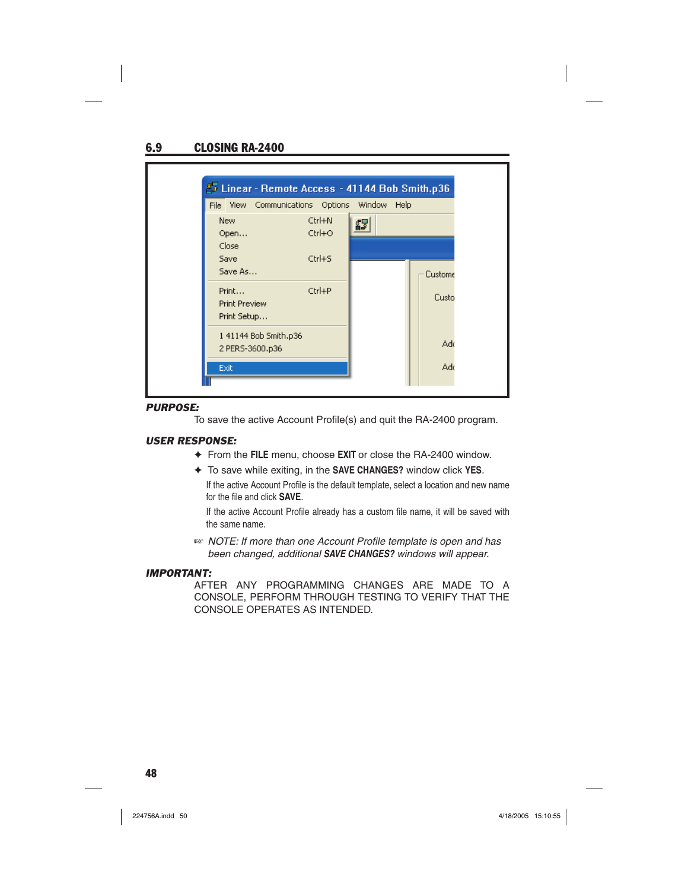## 6.9 CLOSING RA-2400

***PURPOSE:***

To save the active Account Profile(s) and quit the RA-2400 program.

***USER RESPONSE:***

- ✦ From the **FILE** menu, choose **EXIT** or close the RA-2400 window.
- ✦ To save while exiting, in the **SAVE CHANGES?** window click **YES**.

  If the active Account Profile is the default template, select a location and new name for the file and click **SAVE**.

  If the active Account Profile already has a custom file name, it will be saved with the same name.

☞ *NOTE: If more than one Account Profile template is open and has been changed, additional **SAVE CHANGES?** windows will appear.*

***IMPORTANT:***

AFTER ANY PROGRAMMING CHANGES ARE MADE TO A CONSOLE, PERFORM THROUGH TESTING TO VERIFY THAT THE CONSOLE OPERATES AS INTENDED.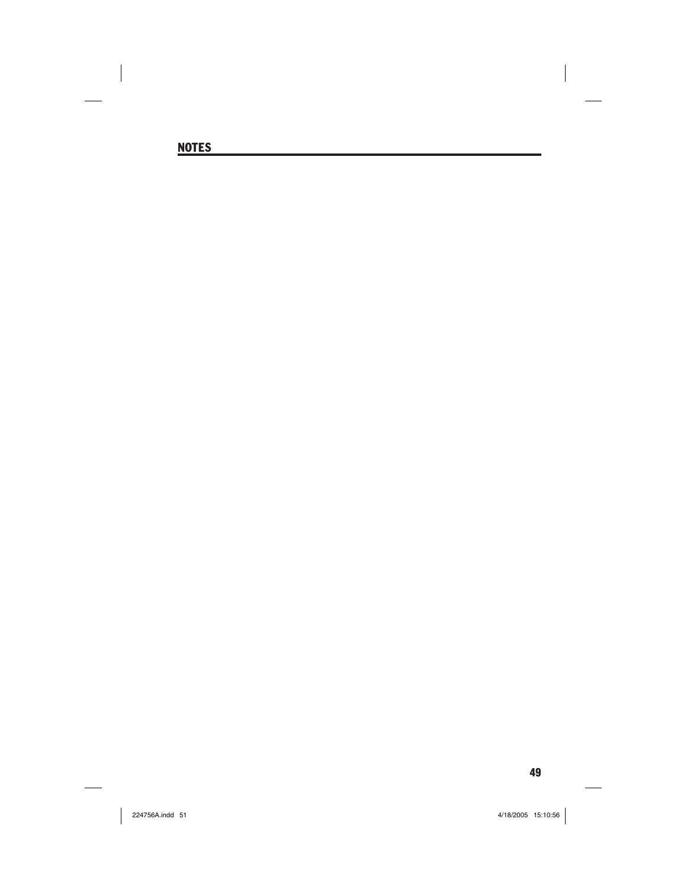## NOTES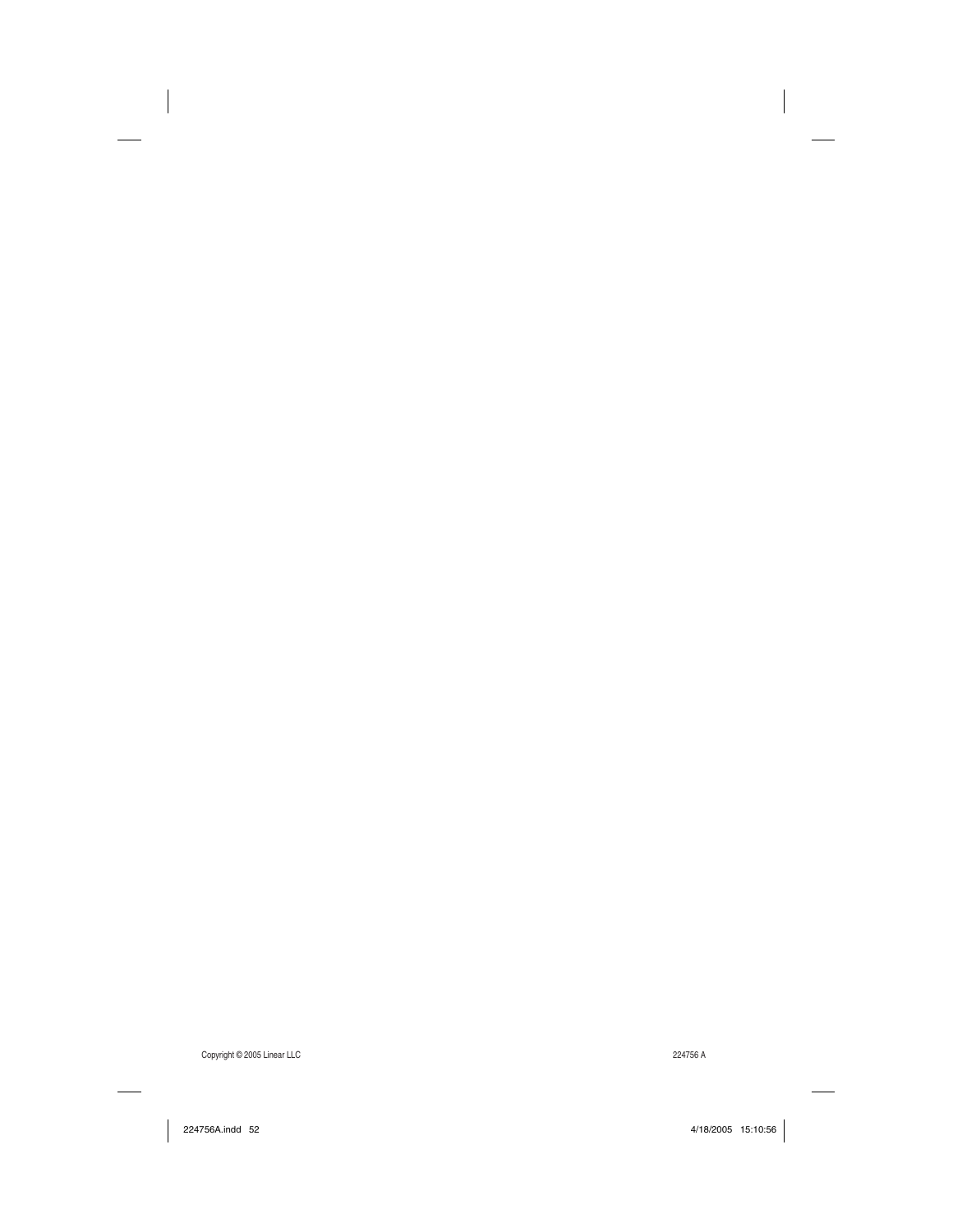Copyright © 2005 Linear LLC

224756 A